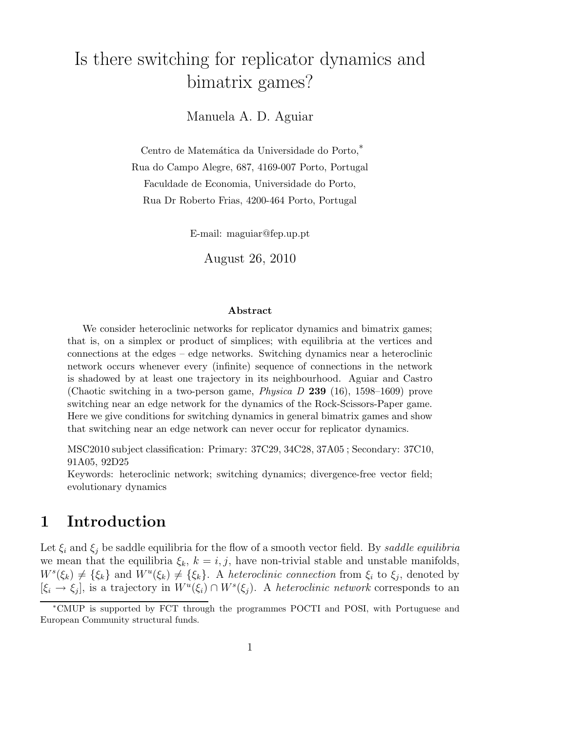# Is there switching for replicator dynamics and bimatrix games?

Manuela A. D. Aguiar

Centro de Matemática da Universidade do Porto,*
Rua do Campo Alegre, 687, 4169-007 Porto, Portugal
Faculdade de Economia, Universidade do Porto,
Rua Dr Roberto Frias, 4200-464 Porto, Portugal

E-mail: maguiar@fep.up.pt

August 26, 2010

### Abstract

We consider heteroclinic networks for replicator dynamics and bimatrix games; that is, on a simplex or product of simplices; with equilibria at the vertices and connections at the edges – edge networks. Switching dynamics near a heteroclinic network occurs whenever every (infinite) sequence of connections in the network is shadowed by at least one trajectory in its neighbourhood. Aguiar and Castro (Chaotic switching in a two-person game, *Physica D* **239** (16), 1598–1609) prove switching near an edge network for the dynamics of the Rock-Scissors-Paper game. Here we give conditions for switching dynamics in general bimatrix games and show that switching near an edge network can never occur for replicator dynamics.

MSC2010 subject classification: Primary: 37C29, 34C28, 37A05 ; Secondary: 37C10, 91A05, 92D25

Keywords: heteroclinic network; switching dynamics; divergence-free vector field; evolutionary dynamics

## 1 Introduction

Let $\xi_i$ and $\xi_j$ be saddle equilibria for the flow of a smooth vector field. By *saddle equilibria* we mean that the equilibria $\xi_k$, $k = i, j$, have non-trivial stable and unstable manifolds, $W^s(\xi_k) \neq \{\xi_k\}$ and $W^u(\xi_k) \neq \{\xi_k\}$. A *heteroclinic connection* from $\xi_i$ to $\xi_j$, denoted by $[\xi_i \to \xi_j]$, is a trajectory in $W^u(\xi_i) \cap W^s(\xi_j)$. A *heteroclinic network* corresponds to an

*CMUP is supported by FCT through the programmes POCTI and POSI, with Portuguese and European Community structural funds.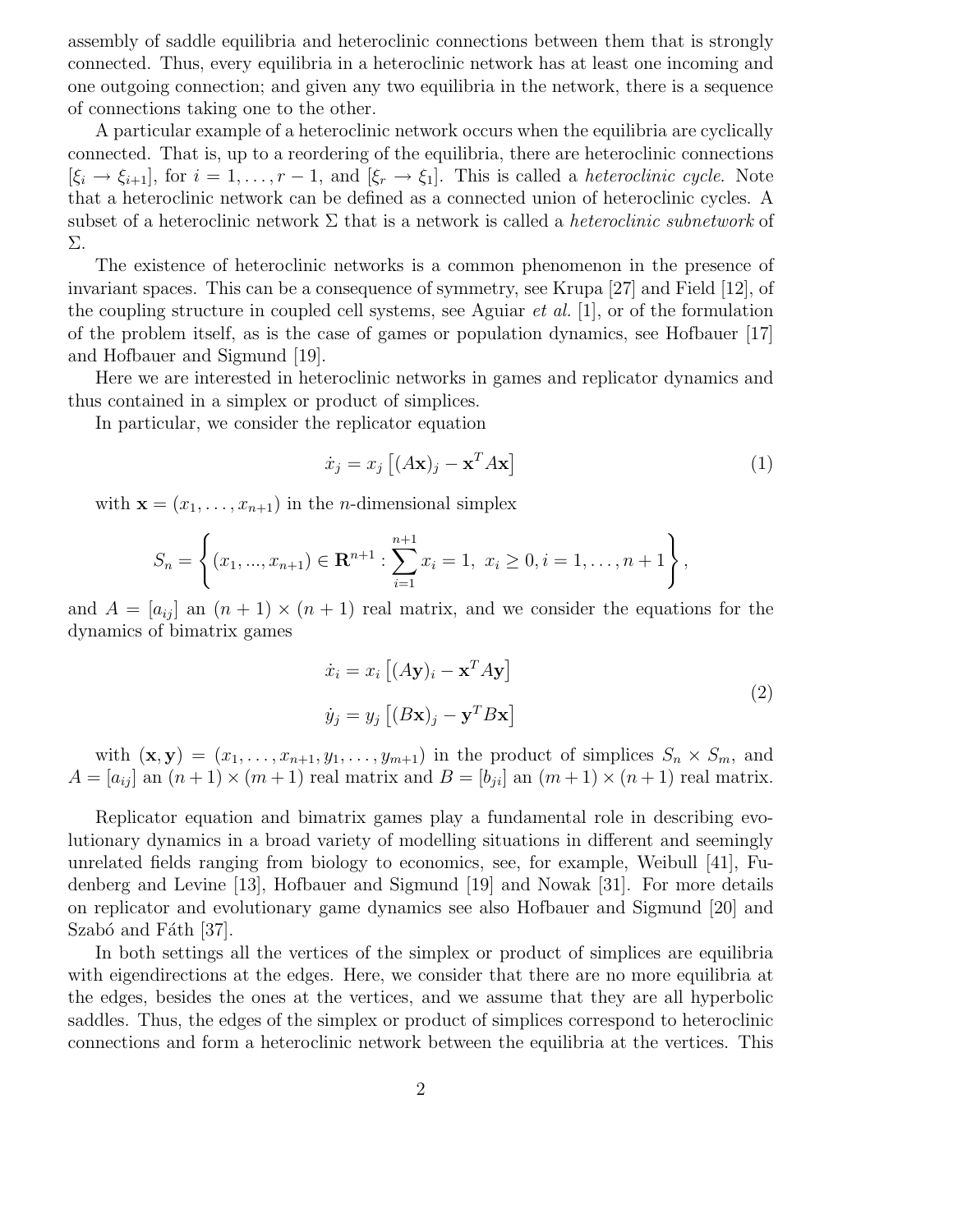assembly of saddle equilibria and heteroclinic connections between them that is strongly connected. Thus, every equilibria in a heteroclinic network has at least one incoming and one outgoing connection; and given any two equilibria in the network, there is a sequence of connections taking one to the other.

A particular example of a heteroclinic network occurs when the equilibria are cyclically connected. That is, up to a reordering of the equilibria, there are heteroclinic connections $[\xi_i \to \xi_{i+1}]$, for $i = 1, \ldots, r-1$, and $[\xi_r \to \xi_1]$. This is called a *heteroclinic cycle*. Note that a heteroclinic network can be defined as a connected union of heteroclinic cycles. A subset of a heteroclinic network $\Sigma$ that is a network is called a *heteroclinic subnetwork* of $\Sigma$.

The existence of heteroclinic networks is a common phenomenon in the presence of invariant spaces. This can be a consequence of symmetry, see Krupa [27] and Field [12], of the coupling structure in coupled cell systems, see Aguiar *et al.* [1], or of the formulation of the problem itself, as is the case of games or population dynamics, see Hofbauer [17] and Hofbauer and Sigmund [19].

Here we are interested in heteroclinic networks in games and replicator dynamics and thus contained in a simplex or product of simplices.

In particular, we consider the replicator equation

$$\dot{x}_j = x_j \left[ (A\mathbf{x})_j - \mathbf{x}^T A \mathbf{x} \right] \tag{1}$$

with $\mathbf{x} = (x_1, \ldots, x_{n+1})$ in the $n$-dimensional simplex

$$S_n = \left\{ (x_1, ..., x_{n+1}) \in \mathbf{R}^{n+1} : \sum_{i=1}^{n+1} x_i = 1, \; x_i \geq 0, i = 1, \ldots, n+1 \right\},$$

and $A = [a_{ij}]$ an $(n+1) \times (n+1)$ real matrix, and we consider the equations for the dynamics of bimatrix games

$$\begin{aligned} \dot{x}_i &= x_i \left[ (A\mathbf{y})_i - \mathbf{x}^T A \mathbf{y} \right] \\ \dot{y}_j &= y_j \left[ (B\mathbf{x})_j - \mathbf{y}^T B \mathbf{x} \right] \end{aligned} \tag{2}$$

with $(\mathbf{x}, \mathbf{y}) = (x_1, \ldots, x_{n+1}, y_1, \ldots, y_{m+1})$ in the product of simplices $S_n \times S_m$, and $A = [a_{ij}]$ an $(n+1) \times (m+1)$ real matrix and $B = [b_{ji}]$ an $(m+1) \times (n+1)$ real matrix.

Replicator equation and bimatrix games play a fundamental role in describing evolutionary dynamics in a broad variety of modelling situations in different and seemingly unrelated fields ranging from biology to economics, see, for example, Weibull [41], Fudenberg and Levine [13], Hofbauer and Sigmund [19] and Nowak [31]. For more details on replicator and evolutionary game dynamics see also Hofbauer and Sigmund [20] and Szabó and Fáth [37].

In both settings all the vertices of the simplex or product of simplices are equilibria with eigendirections at the edges. Here, we consider that there are no more equilibria at the edges, besides the ones at the vertices, and we assume that they are all hyperbolic saddles. Thus, the edges of the simplex or product of simplices correspond to heteroclinic connections and form a heteroclinic network between the equilibria at the vertices. This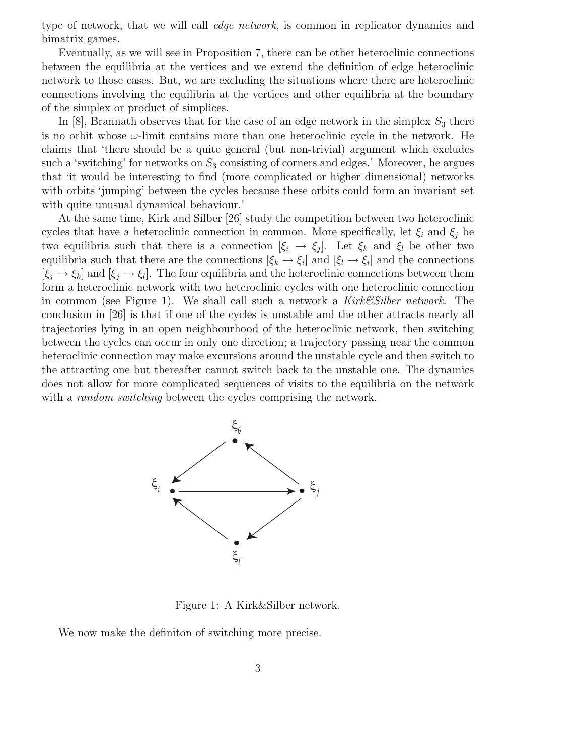type of network, that we will call *edge network*, is common in replicator dynamics and bimatrix games.

Eventually, as we will see in Proposition 7, there can be other heteroclinic connections between the equilibria at the vertices and we extend the definition of edge heteroclinic network to those cases. But, we are excluding the situations where there are heteroclinic connections involving the equilibria at the vertices and other equilibria at the boundary of the simplex or product of simplices.

In [8], Brannath observes that for the case of an edge network in the simplex $S_3$ there is no orbit whose $\omega$-limit contains more than one heteroclinic cycle in the network. He claims that 'there should be a quite general (but non-trivial) argument which excludes such a 'switching' for networks on $S_3$ consisting of corners and edges.' Moreover, he argues that 'it would be interesting to find (more complicated or higher dimensional) networks with orbits 'jumping' between the cycles because these orbits could form an invariant set with quite unusual dynamical behaviour.'

At the same time, Kirk and Silber [26] study the competition between two heteroclinic cycles that have a heteroclinic connection in common. More specifically, let $\xi_i$ and $\xi_j$ be two equilibria such that there is a connection $[\xi_i \rightarrow \xi_j]$. Let $\xi_k$ and $\xi_l$ be other two equilibria such that there are the connections $[\xi_k \rightarrow \xi_i]$ and $[\xi_l \rightarrow \xi_i]$ and the connections $[\xi_j \rightarrow \xi_k]$ and $[\xi_j \rightarrow \xi_l]$. The four equilibria and the heteroclinic connections between them form a heteroclinic network with two heteroclinic cycles with one heteroclinic connection in common (see Figure 1). We shall call such a network a *Kirk&Silber network*. The conclusion in [26] is that if one of the cycles is unstable and the other attracts nearly all trajectories lying in an open neighbourhood of the heteroclinic network, then switching between the cycles can occur in only one direction; a trajectory passing near the common heteroclinic connection may make excursions around the unstable cycle and then switch to the attracting one but thereafter cannot switch back to the unstable one. The dynamics does not allow for more complicated sequences of visits to the equilibria on the network with a *random switching* between the cycles comprising the network.

Figure 1: A Kirk&Silber network.

We now make the definiton of switching more precise.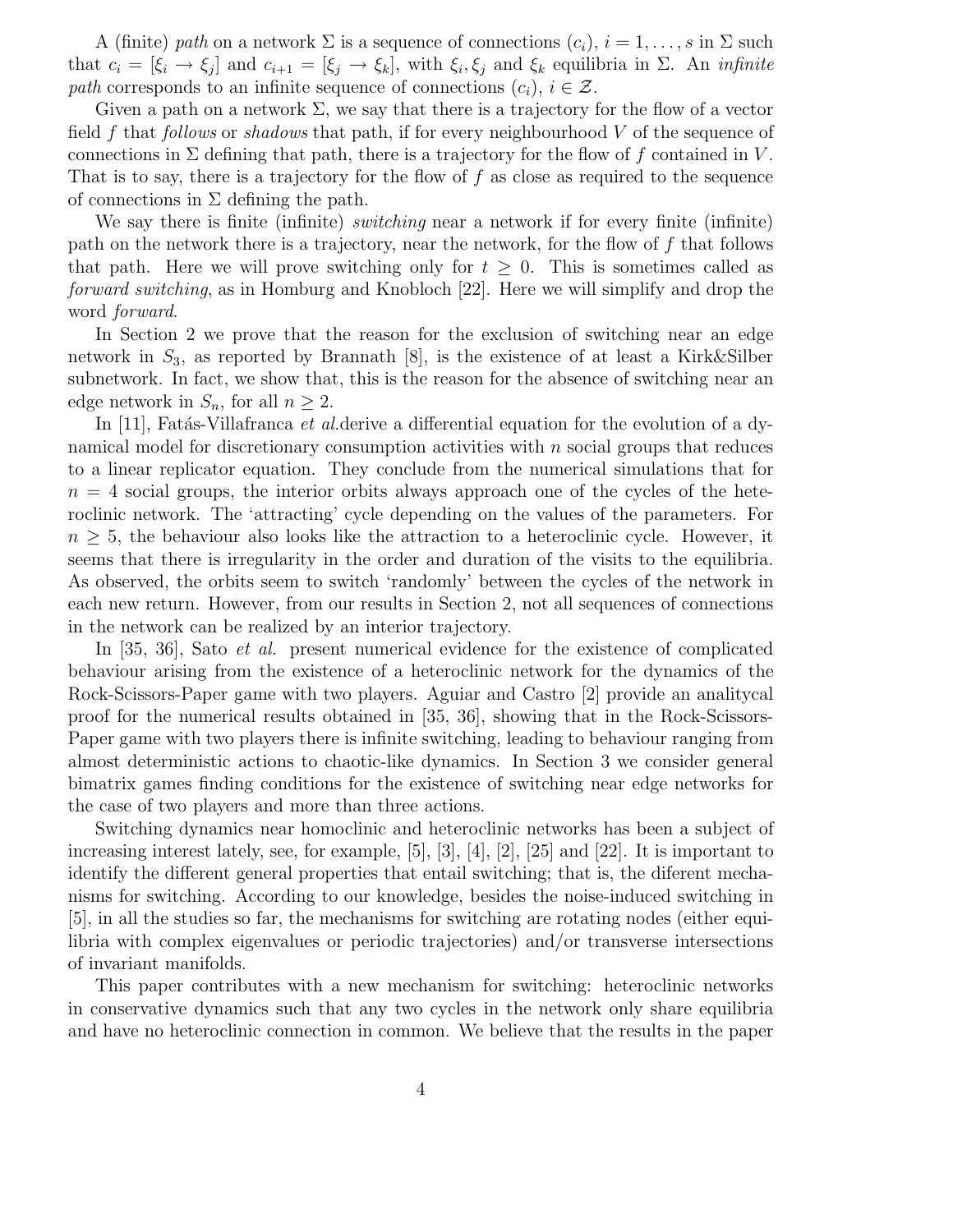A (finite) *path* on a network $\Sigma$ is a sequence of connections $(c_i)$, $i = 1, \ldots, s$ in $\Sigma$ such that $c_i = [\xi_i \to \xi_j]$ and $c_{i+1} = [\xi_j \to \xi_k]$, with $\xi_i, \xi_j$ and $\xi_k$ equilibria in $\Sigma$. An *infinite path* corresponds to an infinite sequence of connections $(c_i)$, $i \in \mathcal{Z}$.

Given a path on a network $\Sigma$, we say that there is a trajectory for the flow of a vector field $f$ that *follows* or *shadows* that path, if for every neighbourhood $V$ of the sequence of connections in $\Sigma$ defining that path, there is a trajectory for the flow of $f$ contained in $V$. That is to say, there is a trajectory for the flow of $f$ as close as required to the sequence of connections in $\Sigma$ defining the path.

We say there is finite (infinite) *switching* near a network if for every finite (infinite) path on the network there is a trajectory, near the network, for the flow of $f$ that follows that path. Here we will prove switching only for $t \geq 0$. This is sometimes called as *forward switching*, as in Homburg and Knobloch [22]. Here we will simplify and drop the word *forward*.

In Section 2 we prove that the reason for the exclusion of switching near an edge network in $S_3$, as reported by Brannath [8], is the existence of at least a Kirk&Silber subnetwork. In fact, we show that, this is the reason for the absence of switching near an edge network in $S_n$, for all $n \geq 2$.

In [11], Fatás-Villafranca *et al.*derive a differential equation for the evolution of a dynamical model for discretionary consumption activities with $n$ social groups that reduces to a linear replicator equation. They conclude from the numerical simulations that for $n = 4$ social groups, the interior orbits always approach one of the cycles of the heteroclinic network. The 'attracting' cycle depending on the values of the parameters. For $n \geq 5$, the behaviour also looks like the attraction to a heteroclinic cycle. However, it seems that there is irregularity in the order and duration of the visits to the equilibria. As observed, the orbits seem to switch 'randomly' between the cycles of the network in each new return. However, from our results in Section 2, not all sequences of connections in the network can be realized by an interior trajectory.

In [35, 36], Sato *et al.* present numerical evidence for the existence of complicated behaviour arising from the existence of a heteroclinic network for the dynamics of the Rock-Scissors-Paper game with two players. Aguiar and Castro [2] provide an analitycal proof for the numerical results obtained in [35, 36], showing that in the Rock-Scissors-Paper game with two players there is infinite switching, leading to behaviour ranging from almost deterministic actions to chaotic-like dynamics. In Section 3 we consider general bimatrix games finding conditions for the existence of switching near edge networks for the case of two players and more than three actions.

Switching dynamics near homoclinic and heteroclinic networks has been a subject of increasing interest lately, see, for example, [5], [3], [4], [2], [25] and [22]. It is important to identify the different general properties that entail switching; that is, the diferent mechanisms for switching. According to our knowledge, besides the noise-induced switching in [5], in all the studies so far, the mechanisms for switching are rotating nodes (either equilibria with complex eigenvalues or periodic trajectories) and/or transverse intersections of invariant manifolds.

This paper contributes with a new mechanism for switching: heteroclinic networks in conservative dynamics such that any two cycles in the network only share equilibria and have no heteroclinic connection in common. We believe that the results in the paper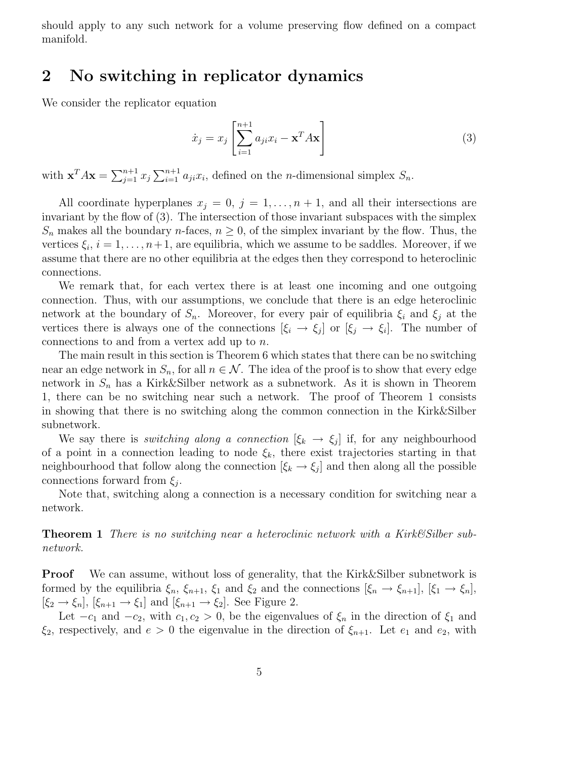should apply to any such network for a volume preserving flow defined on a compact manifold.

## 2 No switching in replicator dynamics

We consider the replicator equation

$$\dot{x}_j = x_j \left[ \sum_{i=1}^{n+1} a_{ji} x_i - \mathbf{x}^T A \mathbf{x} \right] \tag{3}$$

with $\mathbf{x}^T A \mathbf{x} = \sum_{j=1}^{n+1} x_j \sum_{i=1}^{n+1} a_{ji} x_i$, defined on the $n$-dimensional simplex $S_n$.

All coordinate hyperplanes $x_j = 0$, $j = 1, \ldots, n+1$, and all their intersections are invariant by the flow of (3). The intersection of those invariant subspaces with the simplex $S_n$ makes all the boundary $n$-faces, $n \geq 0$, of the simplex invariant by the flow. Thus, the vertices $\xi_i$, $i = 1, \ldots, n+1$, are equilibria, which we assume to be saddles. Moreover, if we assume that there are no other equilibria at the edges then they correspond to heteroclinic connections.

We remark that, for each vertex there is at least one incoming and one outgoing connection. Thus, with our assumptions, we conclude that there is an edge heteroclinic network at the boundary of $S_n$. Moreover, for every pair of equilibria $\xi_i$ and $\xi_j$ at the vertices there is always one of the connections $[\xi_i \to \xi_j]$ or $[\xi_j \to \xi_i]$. The number of connections to and from a vertex add up to $n$.

The main result in this section is Theorem 6 which states that there can be no switching near an edge network in $S_n$, for all $n \in \mathcal{N}$. The idea of the proof is to show that every edge network in $S_n$ has a Kirk&Silber network as a subnetwork. As it is shown in Theorem 1, there can be no switching near such a network. The proof of Theorem 1 consists in showing that there is no switching along the common connection in the Kirk&Silber subnetwork.

We say there is *switching along a connection* $[\xi_k \to \xi_j]$ if, for any neighbourhood of a point in a connection leading to node $\xi_k$, there exist trajectories starting in that neighbourhood that follow along the connection $[\xi_k \to \xi_j]$ and then along all the possible connections forward from $\xi_j$.

Note that, switching along a connection is a necessary condition for switching near a network.

**Theorem 1** *There is no switching near a heteroclinic network with a Kirk&Silber subnetwork.*

**Proof** We can assume, without loss of generality, that the Kirk&Silber subnetwork is formed by the equilibria $\xi_n$, $\xi_{n+1}$, $\xi_1$ and $\xi_2$ and the connections $[\xi_n \to \xi_{n+1}]$, $[\xi_1 \to \xi_n]$, $[\xi_2 \to \xi_n]$, $[\xi_{n+1} \to \xi_1]$ and $[\xi_{n+1} \to \xi_2]$. See Figure 2.

Let $-c_1$ and $-c_2$, with $c_1, c_2 > 0$, be the eigenvalues of $\xi_n$ in the direction of $\xi_1$ and $\xi_2$, respectively, and $e > 0$ the eigenvalue in the direction of $\xi_{n+1}$. Let $e_1$ and $e_2$, with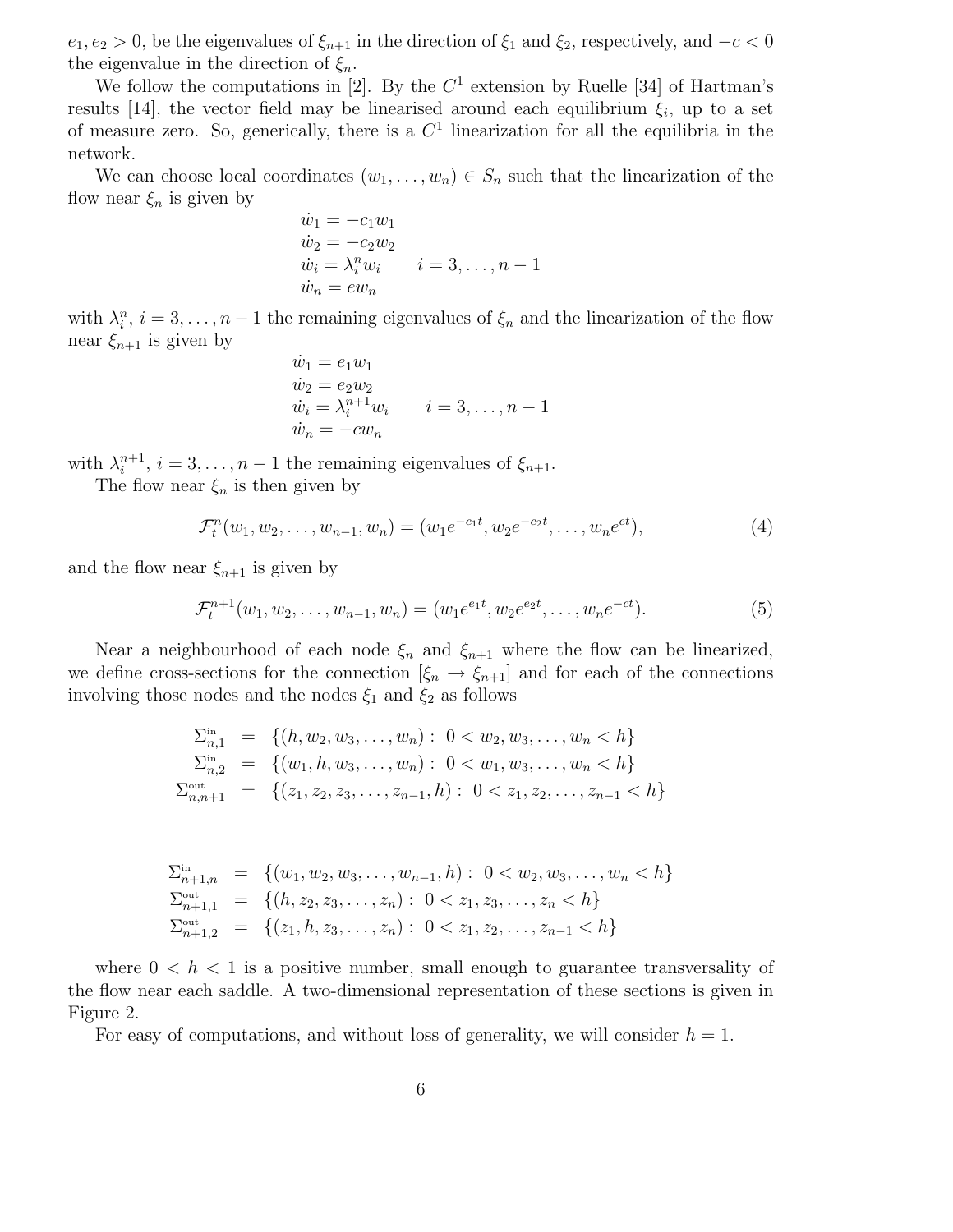$e_1, e_2 > 0$, be the eigenvalues of $\xi_{n+1}$ in the direction of $\xi_1$ and $\xi_2$, respectively, and $-c < 0$ the eigenvalue in the direction of $\xi_n$.

We follow the computations in [2]. By the $C^1$ extension by Ruelle [34] of Hartman's results [14], the vector field may be linearised around each equilibrium $\xi_i$, up to a set of measure zero. So, generically, there is a $C^1$ linearization for all the equilibria in the network.

We can choose local coordinates $(w_1, \ldots, w_n) \in S_n$ such that the linearization of the flow near $\xi_n$ is given by

$$
\begin{aligned}
\dot{w}_1 &= -c_1 w_1 \\
\dot{w}_2 &= -c_2 w_2 \\
\dot{w}_i &= \lambda_i^n w_i \qquad i = 3, \ldots, n-1 \\
\dot{w}_n &= e w_n
\end{aligned}
$$

with $\lambda_i^n$, $i = 3, \ldots, n-1$ the remaining eigenvalues of $\xi_n$ and the linearization of the flow near $\xi_{n+1}$ is given by

$$
\begin{aligned}
\dot{w}_1 &= e_1 w_1 \\
\dot{w}_2 &= e_2 w_2 \\
\dot{w}_i &= \lambda_i^{n+1} w_i \qquad i = 3, \ldots, n-1 \\
\dot{w}_n &= -c w_n
\end{aligned}
$$

with $\lambda_i^{n+1}$, $i = 3, \ldots, n-1$ the remaining eigenvalues of $\xi_{n+1}$.

The flow near $\xi_n$ is then given by

$$
\mathcal{F}_t^n(w_1, w_2, \ldots, w_{n-1}, w_n) = (w_1 e^{-c_1 t}, w_2 e^{-c_2 t}, \ldots, w_n e^{et}), \tag{4}
$$

and the flow near $\xi_{n+1}$ is given by

$$
\mathcal{F}_t^{n+1}(w_1, w_2, \ldots, w_{n-1}, w_n) = (w_1 e^{e_1 t}, w_2 e^{e_2 t}, \ldots, w_n e^{-ct}). \tag{5}
$$

Near a neighbourhood of each node $\xi_n$ and $\xi_{n+1}$ where the flow can be linearized, we define cross-sections for the connection $[\xi_n \to \xi_{n+1}]$ and for each of the connections involving those nodes and the nodes $\xi_1$ and $\xi_2$ as follows

$$
\begin{aligned}
\Sigma_{n,1}^{\text{in}} &= \{(h, w_2, w_3, \ldots, w_n) : \ 0 < w_2, w_3, \ldots, w_n < h\} \\
\Sigma_{n,2}^{\text{in}} &= \{(w_1, h, w_3, \ldots, w_n) : \ 0 < w_1, w_3, \ldots, w_n < h\} \\
\Sigma_{n,n+1}^{\text{out}} &= \{(z_1, z_2, z_3, \ldots, z_{n-1}, h) : \ 0 < z_1, z_2, \ldots, z_{n-1} < h\}
\end{aligned}
$$

$$
\begin{aligned}
\Sigma_{n+1,n}^{\text{in}} &= \{(w_1, w_2, w_3, \ldots, w_{n-1}, h) : \ 0 < w_2, w_3, \ldots, w_n < h\} \\
\Sigma_{n+1,1}^{\text{out}} &= \{(h, z_2, z_3, \ldots, z_n) : \ 0 < z_1, z_3, \ldots, z_n < h\} \\
\Sigma_{n+1,2}^{\text{out}} &= \{(z_1, h, z_3, \ldots, z_n) : \ 0 < z_1, z_2, \ldots, z_{n-1} < h\}
\end{aligned}
$$

where $0 < h < 1$ is a positive number, small enough to guarantee transversality of the flow near each saddle. A two-dimensional representation of these sections is given in Figure 2.

For easy of computations, and without loss of generality, we will consider $h = 1$.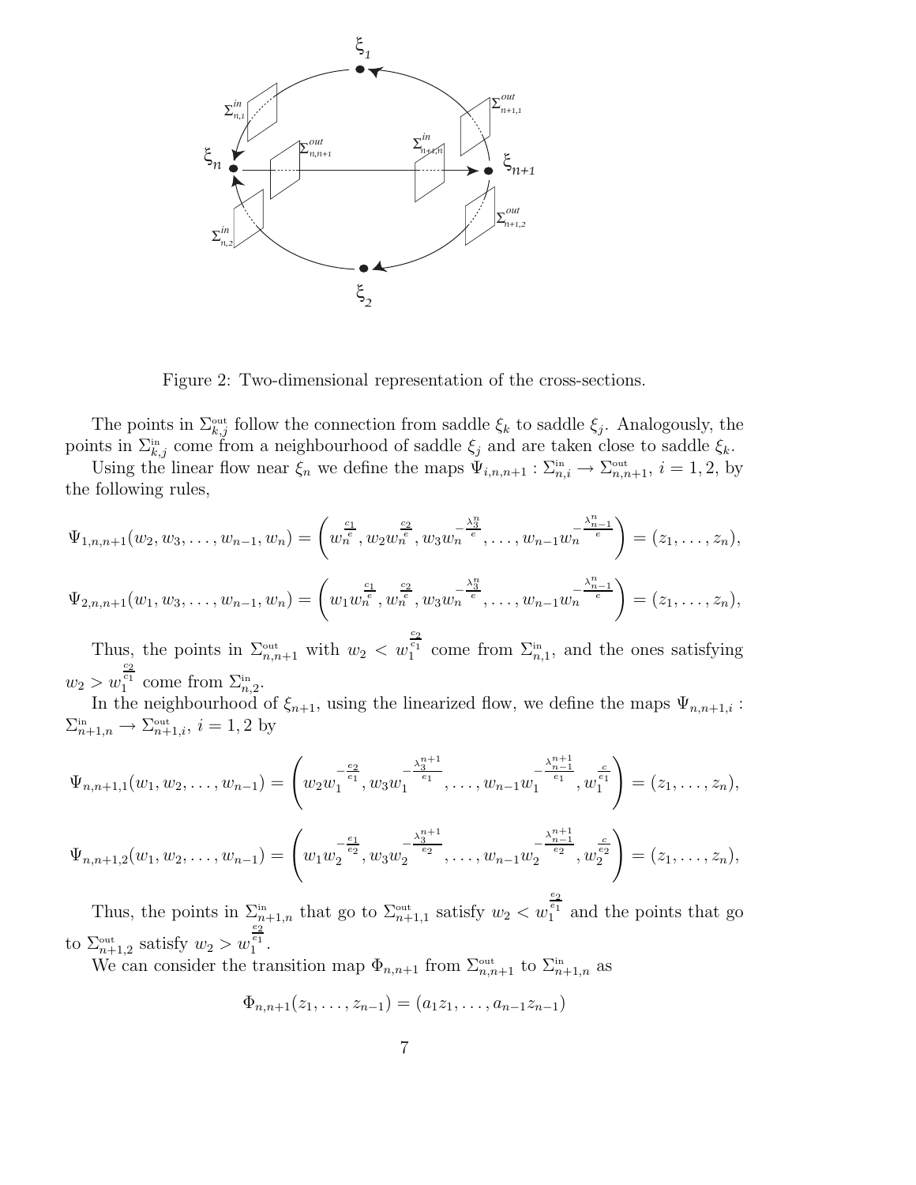Figure 2: Two-dimensional representation of the cross-sections.

The points in $\Sigma^{\text{out}}_{k,j}$ follow the connection from saddle $\xi_k$ to saddle $\xi_j$. Analogously, the points in $\Sigma^{\text{in}}_{k,j}$ come from a neighbourhood of saddle $\xi_j$ and are taken close to saddle $\xi_k$.

Using the linear flow near $\xi_n$ we define the maps $\Psi_{i,n,n+1} : \Sigma^{\text{in}}_{n,i} \to \Sigma^{\text{out}}_{n,n+1}$, $i = 1, 2$, by the following rules,

$$\Psi_{1,n,n+1}(w_2, w_3, \ldots, w_{n-1}, w_n) = \left( w_n^{\frac{c_1}{e}}, w_2 w_n^{\frac{c_2}{e}}, w_3 w_n^{-\frac{\lambda_3^n}{e}}, \ldots, w_{n-1} w_n^{-\frac{\lambda_{n-1}^n}{e}} \right) = (z_1, \ldots, z_n),$$

$$\Psi_{2,n,n+1}(w_1, w_3, \ldots, w_{n-1}, w_n) = \left( w_1 w_n^{\frac{c_1}{e}}, w_n^{\frac{c_2}{e}}, w_3 w_n^{-\frac{\lambda_3^n}{e}}, \ldots, w_{n-1} w_n^{-\frac{\lambda_{n-1}^n}{e}} \right) = (z_1, \ldots, z_n),$$

Thus, the points in $\Sigma^{\text{out}}_{n,n+1}$ with $w_2 < w_1^{\frac{c_2}{c_1}}$ come from $\Sigma^{\text{in}}_{n,1}$, and the ones satisfying $w_2 > w_1^{\frac{c_2}{c_1}}$ come from $\Sigma^{\text{in}}_{n,2}$.

In the neighbourhood of $\xi_{n+1}$, using the linearized flow, we define the maps $\Psi_{n,n+1,i} : \Sigma^{\text{in}}_{n+1,n} \to \Sigma^{\text{out}}_{n+1,i}$, $i = 1, 2$ by

$$\Psi_{n,n+1,1}(w_1, w_2, \ldots, w_{n-1}) = \left( w_2 w_1^{-\frac{e_2}{e_1}}, w_3 w_1^{-\frac{\lambda_3^{n+1}}{e_1}}, \ldots, w_{n-1} w_1^{-\frac{\lambda_{n-1}^{n+1}}{e_1}}, w_1^{\frac{c}{e_1}} \right) = (z_1, \ldots, z_n),$$

$$\Psi_{n,n+1,2}(w_1, w_2, \ldots, w_{n-1}) = \left( w_1 w_2^{-\frac{e_1}{e_2}}, w_3 w_2^{-\frac{\lambda_3^{n+1}}{e_2}}, \ldots, w_{n-1} w_2^{-\frac{\lambda_{n-1}^{n+1}}{e_2}}, w_2^{\frac{c}{e_2}} \right) = (z_1, \ldots, z_n),$$

Thus, the points in $\Sigma^{\text{in}}_{n+1,n}$ that go to $\Sigma^{\text{out}}_{n+1,1}$ satisfy $w_2 < w_1^{\frac{e_2}{e_1}}$ and the points that go to $\Sigma^{\text{out}}_{n+1,2}$ satisfy $w_2 > w_1^{\frac{e_2}{e_1}}$.

We can consider the transition map $\Phi_{n,n+1}$ from $\Sigma^{\text{out}}_{n,n+1}$ to $\Sigma^{\text{in}}_{n+1,n}$ as

$$\Phi_{n,n+1}(z_1, \ldots, z_{n-1}) = (a_1 z_1, \ldots, a_{n-1} z_{n-1})$$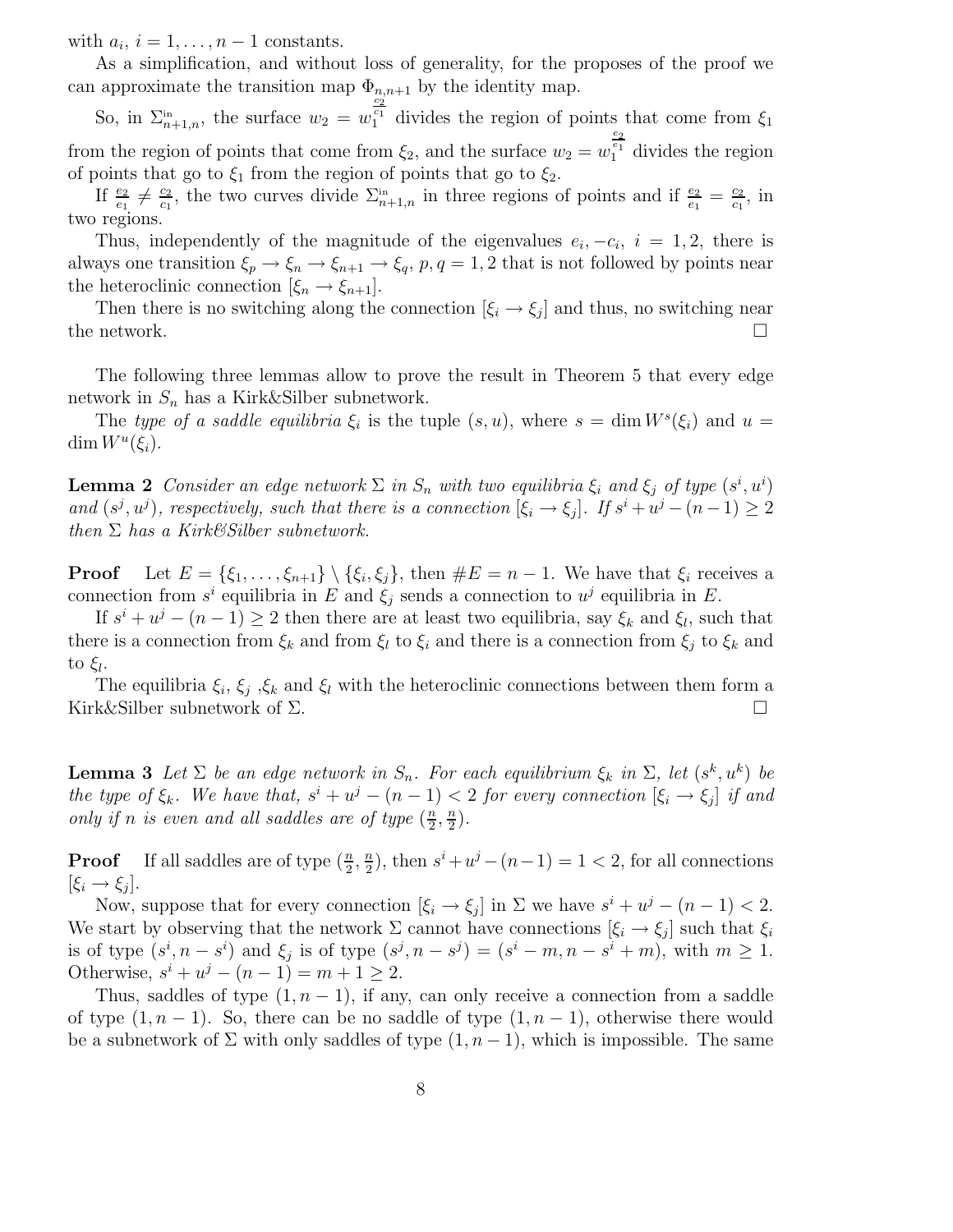with $a_i$, $i = 1, \ldots, n-1$ constants.

As a simplification, and without loss of generality, for the proposes of the proof we can approximate the transition map $\Phi_{n,n+1}$ by the identity map.

So, in $\Sigma^{\text{in}}_{n+1,n}$, the surface $w_2 = w_1^{\frac{c_2}{c_1}}$ divides the region of points that come from $\xi_1$ from the region of points that come from $\xi_2$, and the surface $w_2 = w_1^{\frac{e_2}{e_1}}$ divides the region of points that go to $\xi_1$ from the region of points that go to $\xi_2$.

If $\frac{e_2}{e_1} \neq \frac{c_2}{c_1}$, the two curves divide $\Sigma^{\text{in}}_{n+1,n}$ in three regions of points and if $\frac{e_2}{e_1} = \frac{c_2}{c_1}$, in two regions.

Thus, independently of the magnitude of the eigenvalues $e_i, -c_i$, $i = 1, 2$, there is always one transition $\xi_p \to \xi_n \to \xi_{n+1} \to \xi_q$, $p, q = 1, 2$ that is not followed by points near the heteroclinic connection $[\xi_n \to \xi_{n+1}]$.

Then there is no switching along the connection $[\xi_i \to \xi_j]$ and thus, no switching near the network. □

The following three lemmas allow to prove the result in Theorem 5 that every edge network in $S_n$ has a Kirk&Silber subnetwork.

The *type of a saddle equilibria* $\xi_i$ is the tuple $(s, u)$, where $s = \dim W^s(\xi_i)$ and $u = \dim W^u(\xi_i)$.

**Lemma 2** *Consider an edge network $\Sigma$ in $S_n$ with two equilibria $\xi_i$ and $\xi_j$ of type $(s^i, u^i)$ and $(s^j, u^j)$, respectively, such that there is a connection $[\xi_i \to \xi_j]$. If $s^i + u^j - (n-1) \geq 2$ then $\Sigma$ has a Kirk&Silber subnetwork.*

**Proof** Let $E = \{\xi_1, \ldots, \xi_{n+1}\} \setminus \{\xi_i, \xi_j\}$, then $\#E = n-1$. We have that $\xi_i$ receives a connection from $s^i$ equilibria in $E$ and $\xi_j$ sends a connection to $u^j$ equilibria in $E$.

If $s^i + u^j - (n-1) \geq 2$ then there are at least two equilibria, say $\xi_k$ and $\xi_l$, such that there is a connection from $\xi_k$ and from $\xi_l$ to $\xi_i$ and there is a connection from $\xi_j$ to $\xi_k$ and to $\xi_l$.

The equilibria $\xi_i$, $\xi_j$ ,$\xi_k$ and $\xi_l$ with the heteroclinic connections between them form a Kirk&Silber subnetwork of $\Sigma$. □

**Lemma 3** *Let $\Sigma$ be an edge network in $S_n$. For each equilibrium $\xi_k$ in $\Sigma$, let $(s^k, u^k)$ be the type of $\xi_k$. We have that, $s^i + u^j - (n-1) < 2$ for every connection $[\xi_i \to \xi_j]$ if and only if $n$ is even and all saddles are of type $(\frac{n}{2}, \frac{n}{2})$.*

**Proof** If all saddles are of type $(\frac{n}{2}, \frac{n}{2})$, then $s^i + u^j - (n-1) = 1 < 2$, for all connections $[\xi_i \to \xi_j]$.

Now, suppose that for every connection $[\xi_i \to \xi_j]$ in $\Sigma$ we have $s^i + u^j - (n-1) < 2$. We start by observing that the network $\Sigma$ cannot have connections $[\xi_i \to \xi_j]$ such that $\xi_i$ is of type $(s^i, n-s^i)$ and $\xi_j$ is of type $(s^j, n-s^j) = (s^i - m, n - s^i + m)$, with $m \geq 1$. Otherwise, $s^i + u^j - (n-1) = m+1 \geq 2$.

Thus, saddles of type $(1, n-1)$, if any, can only receive a connection from a saddle of type $(1, n-1)$. So, there can be no saddle of type $(1, n-1)$, otherwise there would be a subnetwork of $\Sigma$ with only saddles of type $(1, n-1)$, which is impossible. The same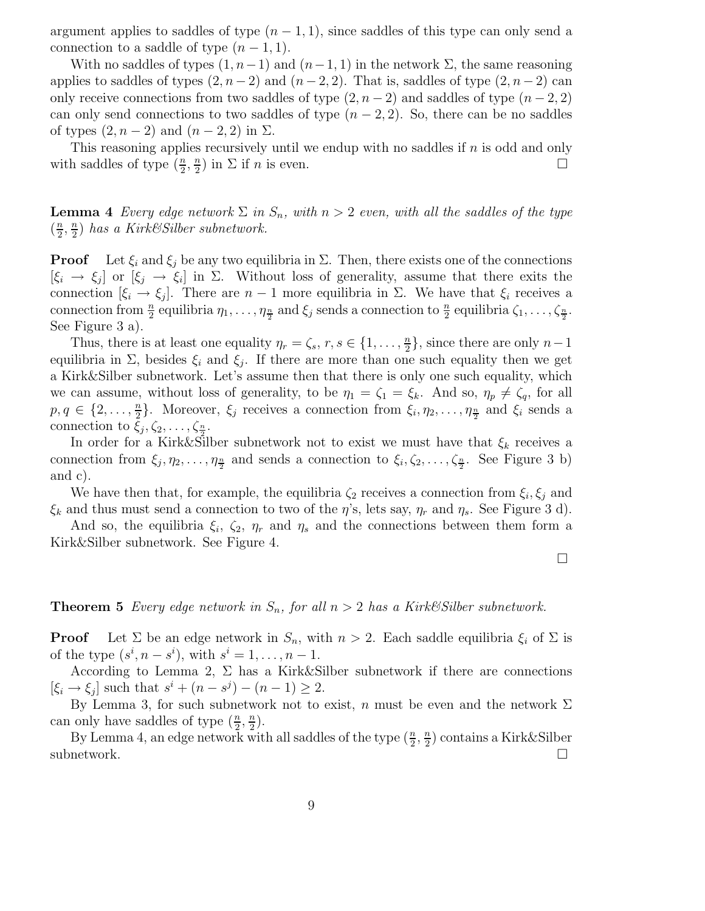argument applies to saddles of type $(n-1,1)$, since saddles of this type can only send a connection to a saddle of type $(n-1,1)$.

With no saddles of types $(1,n-1)$ and $(n-1,1)$ in the network $\Sigma$, the same reasoning applies to saddles of types $(2,n-2)$ and $(n-2,2)$. That is, saddles of type $(2,n-2)$ can only receive connections from two saddles of type $(2,n-2)$ and saddles of type $(n-2,2)$ can only send connections to two saddles of type $(n-2,2)$. So, there can be no saddles of types $(2,n-2)$ and $(n-2,2)$ in $\Sigma$.

This reasoning applies recursively until we endup with no saddles if $n$ is odd and only with saddles of type $(\frac{n}{2},\frac{n}{2})$ in $\Sigma$ if $n$ is even. □

**Lemma 4** *Every edge network $\Sigma$ in $S_n$, with $n>2$ even, with all the saddles of the type $(\frac{n}{2},\frac{n}{2})$ has a Kirk&Silber subnetwork.*

**Proof** Let $\xi_i$ and $\xi_j$ be any two equilibria in $\Sigma$. Then, there exists one of the connections $[\xi_i \to \xi_j]$ or $[\xi_j \to \xi_i]$ in $\Sigma$. Without loss of generality, assume that there exits the connection $[\xi_i \to \xi_j]$. There are $n-1$ more equilibria in $\Sigma$. We have that $\xi_i$ receives a connection from $\frac{n}{2}$ equilibria $\eta_1,\ldots,\eta_{\frac{n}{2}}$ and $\xi_j$ sends a connection to $\frac{n}{2}$ equilibria $\zeta_1,\ldots,\zeta_{\frac{n}{2}}$. See Figure 3 a).

Thus, there is at least one equality $\eta_r=\zeta_s$, $r,s\in\{1,\ldots,\frac{n}{2}\}$, since there are only $n-1$ equilibria in $\Sigma$, besides $\xi_i$ and $\xi_j$. If there are more than one such equality then we get a Kirk&Silber subnetwork. Let's assume then that there is only one such equality, which we can assume, without loss of generality, to be $\eta_1=\zeta_1=\xi_k$. And so, $\eta_p\neq\zeta_q$, for all $p,q\in\{2,\ldots,\frac{n}{2}\}$. Moreover, $\xi_j$ receives a connection from $\xi_i,\eta_2,\ldots,\eta_{\frac{n}{2}}$ and $\xi_i$ sends a connection to $\xi_j,\zeta_2,\ldots,\zeta_{\frac{n}{2}}$.

In order for a Kirk&Silber subnetwork not to exist we must have that $\xi_k$ receives a connection from $\xi_j,\eta_2,\ldots,\eta_{\frac{n}{2}}$ and sends a connection to $\xi_i,\zeta_2,\ldots,\zeta_{\frac{n}{2}}$. See Figure 3 b) and c).

We have then that, for example, the equilibria $\zeta_2$ receives a connection from $\xi_i,\xi_j$ and $\xi_k$ and thus must send a connection to two of the $\eta$'s, lets say, $\eta_r$ and $\eta_s$. See Figure 3 d).

And so, the equilibria $\xi_i$, $\zeta_2$, $\eta_r$ and $\eta_s$ and the connections between them form a Kirk&Silber subnetwork. See Figure 4.

□

**Theorem 5** *Every edge network in $S_n$, for all $n>2$ has a Kirk&Silber subnetwork.*

**Proof** Let $\Sigma$ be an edge network in $S_n$, with $n>2$. Each saddle equilibria $\xi_i$ of $\Sigma$ is of the type $(s^i,n-s^i)$, with $s^i=1,\ldots,n-1$.

According to Lemma 2, $\Sigma$ has a Kirk&Silber subnetwork if there are connections $[\xi_i\to\xi_j]$ such that $s^i+(n-s^j)-(n-1)\geq 2$.

By Lemma 3, for such subnetwork not to exist, $n$ must be even and the network $\Sigma$ can only have saddles of type $(\frac{n}{2},\frac{n}{2})$.

By Lemma 4, an edge network with all saddles of the type $(\frac{n}{2},\frac{n}{2})$ contains a Kirk&Silber subnetwork. □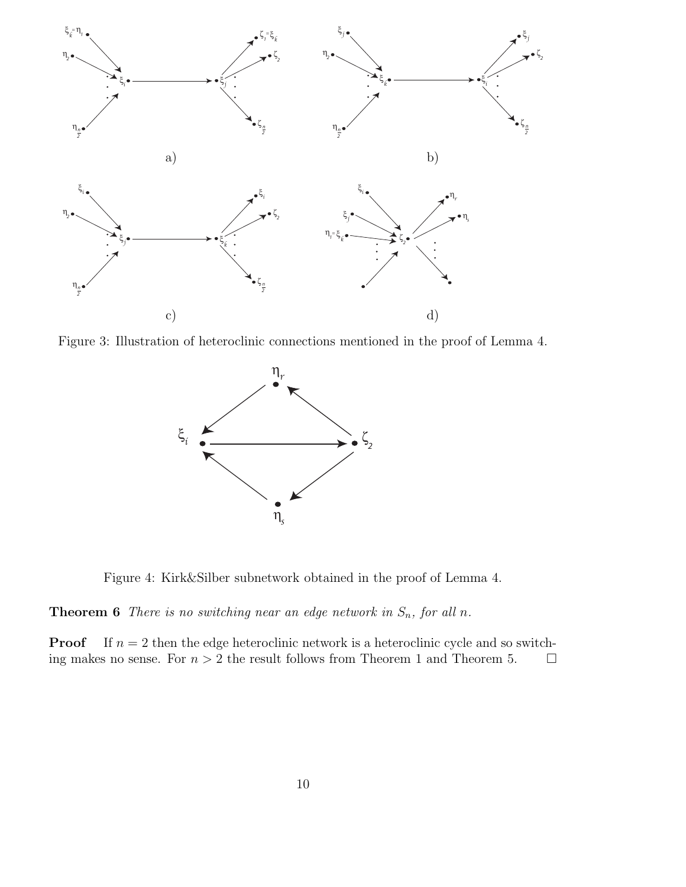Figure 3: Illustration of heteroclinic connections mentioned in the proof of Lemma 4.

Figure 4: Kirk&Silber subnetwork obtained in the proof of Lemma 4.

**Theorem 6** *There is no switching near an edge network in $S_n$, for all $n$.*

**Proof** If $n = 2$ then the edge heteroclinic network is a heteroclinic cycle and so switching makes no sense. For $n > 2$ the result follows from Theorem 1 and Theorem 5. $\square$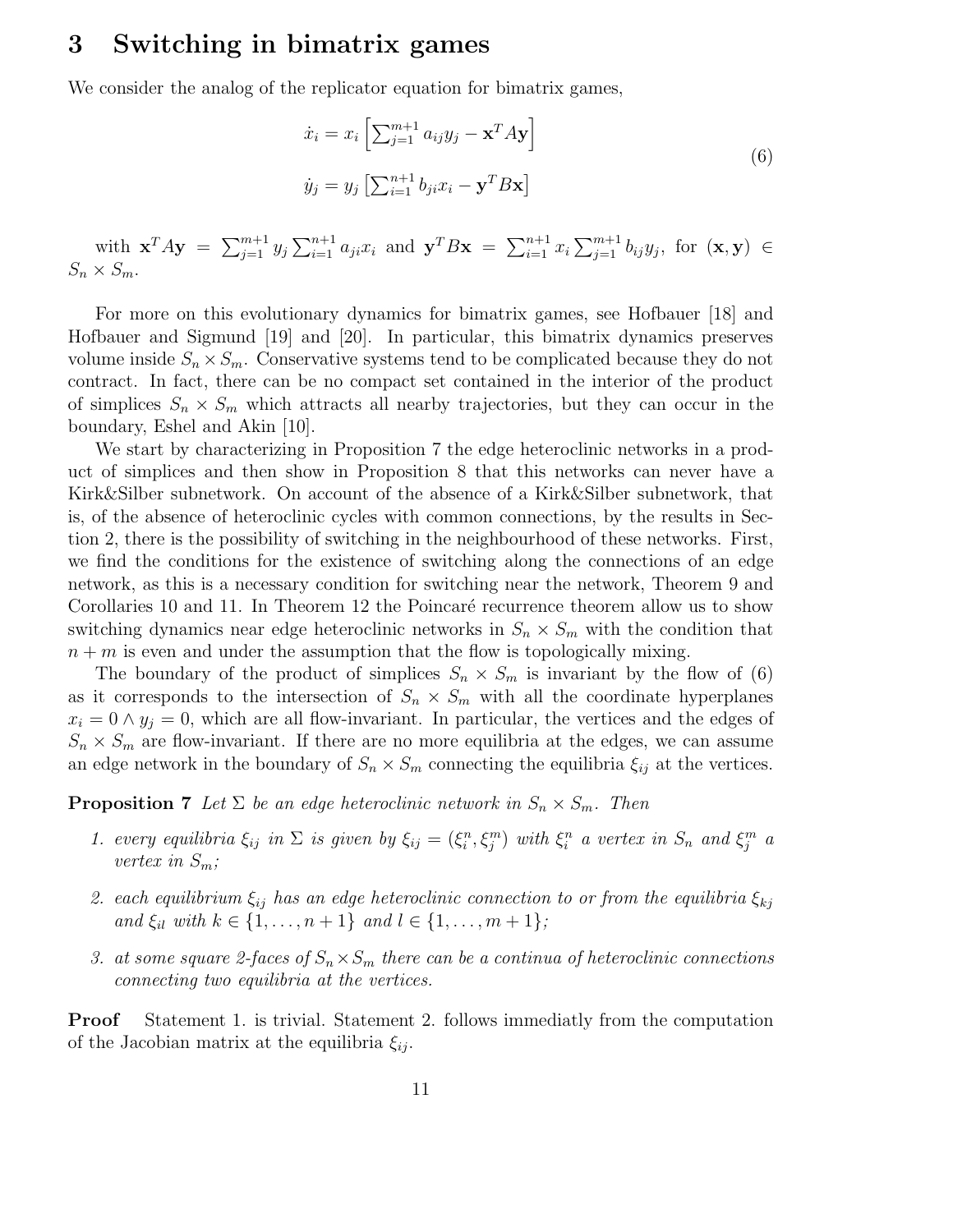## 3 Switching in bimatrix games

We consider the analog of the replicator equation for bimatrix games,

$$
\begin{aligned}
\dot{x}_i &= x_i \left[ \sum_{j=1}^{m+1} a_{ij} y_j - \mathbf{x}^T A \mathbf{y} \right] \\
\dot{y}_j &= y_j \left[ \sum_{i=1}^{n+1} b_{ji} x_i - \mathbf{y}^T B \mathbf{x} \right]
\end{aligned}
\tag{6}
$$

with $\mathbf{x}^T A \mathbf{y} = \sum_{j=1}^{m+1} y_j \sum_{i=1}^{n+1} a_{ji} x_i$ and $\mathbf{y}^T B \mathbf{x} = \sum_{i=1}^{n+1} x_i \sum_{j=1}^{m+1} b_{ij} y_j$, for $(\mathbf{x}, \mathbf{y}) \in S_n \times S_m$.

For more on this evolutionary dynamics for bimatrix games, see Hofbauer [18] and Hofbauer and Sigmund [19] and [20]. In particular, this bimatrix dynamics preserves volume inside $S_n \times S_m$. Conservative systems tend to be complicated because they do not contract. In fact, there can be no compact set contained in the interior of the product of simplices $S_n \times S_m$ which attracts all nearby trajectories, but they can occur in the boundary, Eshel and Akin [10].

We start by characterizing in Proposition 7 the edge heteroclinic networks in a product of simplices and then show in Proposition 8 that this networks can never have a Kirk&Silber subnetwork. On account of the absence of a Kirk&Silber subnetwork, that is, of the absence of heteroclinic cycles with common connections, by the results in Section 2, there is the possibility of switching in the neighbourhood of these networks. First, we find the conditions for the existence of switching along the connections of an edge network, as this is a necessary condition for switching near the network, Theorem 9 and Corollaries 10 and 11. In Theorem 12 the Poincaré recurrence theorem allow us to show switching dynamics near edge heteroclinic networks in $S_n \times S_m$ with the condition that $n + m$ is even and under the assumption that the flow is topologically mixing.

The boundary of the product of simplices $S_n \times S_m$ is invariant by the flow of (6) as it corresponds to the intersection of $S_n \times S_m$ with all the coordinate hyperplanes $x_i = 0 \wedge y_j = 0$, which are all flow-invariant. In particular, the vertices and the edges of $S_n \times S_m$ are flow-invariant. If there are no more equilibria at the edges, we can assume an edge network in the boundary of $S_n \times S_m$ connecting the equilibria $\xi_{ij}$ at the vertices.

**Proposition 7** *Let $\Sigma$ be an edge heteroclinic network in $S_n \times S_m$. Then*

1. *every equilibria $\xi_{ij}$ in $\Sigma$ is given by $\xi_{ij} = (\xi_i^n, \xi_j^m)$ with $\xi_i^n$ a vertex in $S_n$ and $\xi_j^m$ a vertex in $S_m$;*
2. *each equilibrium $\xi_{ij}$ has an edge heteroclinic connection to or from the equilibria $\xi_{kj}$ and $\xi_{il}$ with $k \in \{1, \ldots, n+1\}$ and $l \in \{1, \ldots, m+1\}$;*
3. *at some square 2-faces of $S_n \times S_m$ there can be a continua of heteroclinic connections connecting two equilibria at the vertices.*

**Proof** Statement 1. is trivial. Statement 2. follows immediatly from the computation of the Jacobian matrix at the equilibria $\xi_{ij}$.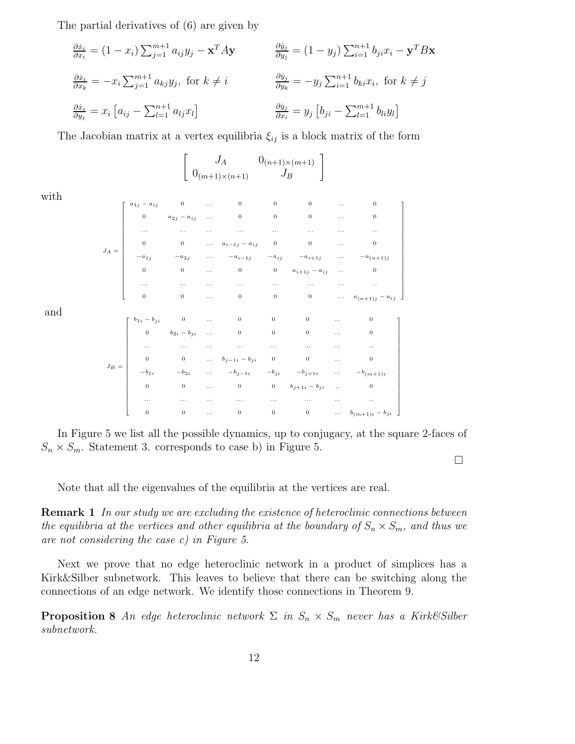The partial derivatives of (6) are given by

$$\frac{\partial \dot{x}_i}{\partial x_i} = (1-x_i)\sum_{j=1}^{m+1} a_{ij}y_j - \mathbf{x}^T A\mathbf{y} \qquad \frac{\partial \dot{y}_j}{\partial y_j} = (1-y_j)\sum_{i=1}^{n+1} b_{ji}x_i - \mathbf{y}^T B\mathbf{x}$$

$$\frac{\partial \dot{x}_i}{\partial x_k} = -x_i \sum_{j=1}^{m+1} a_{kj}y_j, \text{ for } k \neq i \qquad \frac{\partial \dot{y}_j}{\partial y_k} = -y_j \sum_{i=1}^{n+1} b_{ki}x_i, \text{ for } k \neq j$$

$$\frac{\partial \dot{x}_i}{\partial y_j} = x_i \left[a_{ij} - \sum_{l=1}^{n+1} a_{lj}x_l\right] \qquad \frac{\partial \dot{y}_j}{\partial x_i} = y_j \left[b_{ji} - \sum_{l=1}^{m+1} b_{li}y_l\right]$$

The Jacobian matrix at a vertex equilibria $\xi_{ij}$ is a block matrix of the form

$$\left[\begin{array}{cc} J_A & 0_{(n+1)\times(m+1)} \\ 0_{(m+1)\times(n+1)} & J_B \end{array}\right]$$

with

$$J_A = \left[\begin{array}{cccccccc}
a_{1j}-a_{ij} & 0 & \dots & 0 & 0 & 0 & \dots & 0 \\
0 & a_{2j}-a_{ij} & \dots & 0 & 0 & 0 & \dots & 0 \\
\dots & \dots & \dots & \dots & \dots & \dots & \dots & .. \\
0 & 0 & \dots & a_{i-1j}-a_{ij} & 0 & 0 & \dots & 0 \\
-a_{1j} & -a_{2j} & \dots & -a_{i-1j} & -a_{ij} & -a_{i+1j} & \dots & -a_{(n+1)j} \\
0 & 0 & \dots & 0 & 0 & a_{i+1j}-a_{ij} & .. & 0 \\
\dots & \dots & \dots & \dots & \dots & \dots & \dots & .. \\
0 & 0 & \dots & 0 & 0 & 0 & \dots & a_{(n+1)j}-a_{ij}
\end{array}\right]$$

and

$$J_B = \left[\begin{array}{cccccccc}
b_{1i}-b_{ji} & 0 & \dots & 0 & 0 & 0 & \dots & 0 \\
0 & b_{2i}-b_{ji} & \dots & 0 & 0 & 0 & \dots & 0 \\
\dots & \dots & \dots & \dots & \dots & \dots & \dots & .. \\
0 & 0 & \dots & b_{j-1i}-b_{ji} & 0 & 0 & \dots & 0 \\
-b_{1i} & -b_{2i} & \dots & -b_{j-1i} & -b_{ji} & -b_{j+1i} & \dots & -b_{(m+1)i} \\
0 & 0 & \dots & 0 & 0 & b_{j+1i}-b_{ji} & .. & 0 \\
\dots & \dots & \dots & \dots & \dots & \dots & \dots & .. \\
0 & 0 & \dots & 0 & 0 & 0 & \dots & b_{(m+1)i}-b_{ji}
\end{array}\right]$$

In Figure 5 we list all the possible dynamics, up to conjugacy, at the square 2-faces of $S_n \times S_m$. Statement 3. corresponds to case b) in Figure 5.

□

Note that all the eigenvalues of the equilibria at the vertices are real.

**Remark 1** *In our study we are excluding the existence of heteroclinic connections between the equilibria at the vertices and other equilibria at the boundary of $S_n \times S_m$, and thus we are not considering the case c) in Figure 5.*

Next we prove that no edge heteroclinic network in a product of simplices has a Kirk&Silber subnetwork. This leaves to believe that there can be switching along the connections of an edge network. We identify those connections in Theorem 9.

**Proposition 8** *An edge heteroclinic network $\Sigma$ in $S_n \times S_m$ never has a Kirk&Silber subnetwork.*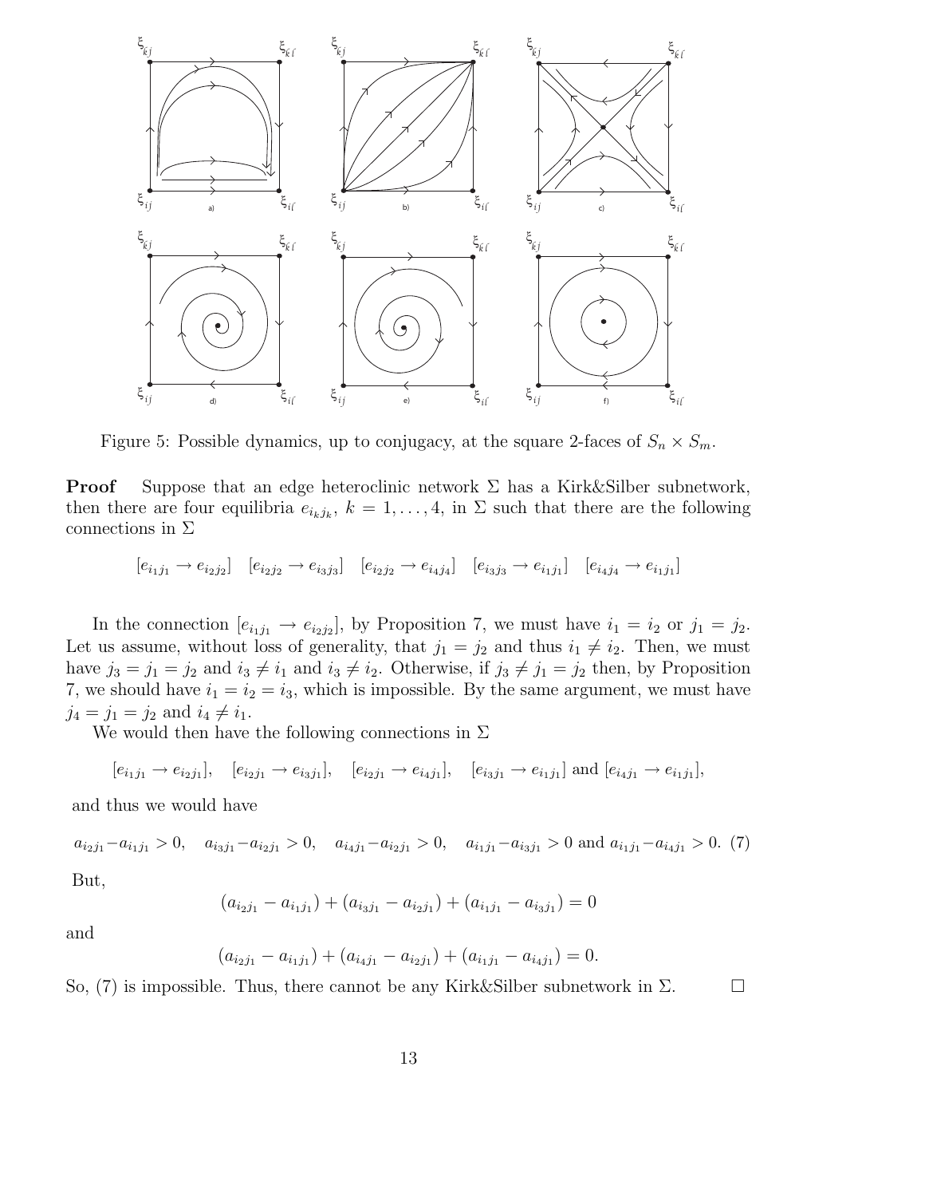Figure 5: Possible dynamics, up to conjugacy, at the square 2-faces of $S_n \times S_m$.

**Proof** Suppose that an edge heteroclinic network $\Sigma$ has a Kirk&Silber subnetwork, then there are four equilibria $e_{i_k j_k}$, $k = 1, \ldots, 4$, in $\Sigma$ such that there are the following connections in $\Sigma$

$$[e_{i_1 j_1} \to e_{i_2 j_2}] \quad [e_{i_2 j_2} \to e_{i_3 j_3}] \quad [e_{i_2 j_2} \to e_{i_4 j_4}] \quad [e_{i_3 j_3} \to e_{i_1 j_1}] \quad [e_{i_4 j_4} \to e_{i_1 j_1}]$$

In the connection $[e_{i_1 j_1} \to e_{i_2 j_2}]$, by Proposition 7, we must have $i_1 = i_2$ or $j_1 = j_2$. Let us assume, without loss of generality, that $j_1 = j_2$ and thus $i_1 \neq i_2$. Then, we must have $j_3 = j_1 = j_2$ and $i_3 \neq i_1$ and $i_3 \neq i_2$. Otherwise, if $j_3 \neq j_1 = j_2$ then, by Proposition 7, we should have $i_1 = i_2 = i_3$, which is impossible. By the same argument, we must have $j_4 = j_1 = j_2$ and $i_4 \neq i_1$.

We would then have the following connections in $\Sigma$

$$[e_{i_1 j_1} \to e_{i_2 j_1}], \quad [e_{i_2 j_1} \to e_{i_3 j_1}], \quad [e_{i_2 j_1} \to e_{i_4 j_1}], \quad [e_{i_3 j_1} \to e_{i_1 j_1}] \text{ and } [e_{i_4 j_1} \to e_{i_1 j_1}],$$

and thus we would have

$$a_{i_2 j_1} - a_{i_1 j_1} > 0, \quad a_{i_3 j_1} - a_{i_2 j_1} > 0, \quad a_{i_4 j_1} - a_{i_2 j_1} > 0, \quad a_{i_1 j_1} - a_{i_3 j_1} > 0 \text{ and } a_{i_1 j_1} - a_{i_4 j_1} > 0. \quad (7)$$

But,

$$(a_{i_2 j_1} - a_{i_1 j_1}) + (a_{i_3 j_1} - a_{i_2 j_1}) + (a_{i_1 j_1} - a_{i_3 j_1}) = 0$$

and

$$(a_{i_2 j_1} - a_{i_1 j_1}) + (a_{i_4 j_1} - a_{i_2 j_1}) + (a_{i_1 j_1} - a_{i_4 j_1}) = 0.$$

So, (7) is impossible. Thus, there cannot be any Kirk&Silber subnetwork in $\Sigma$. □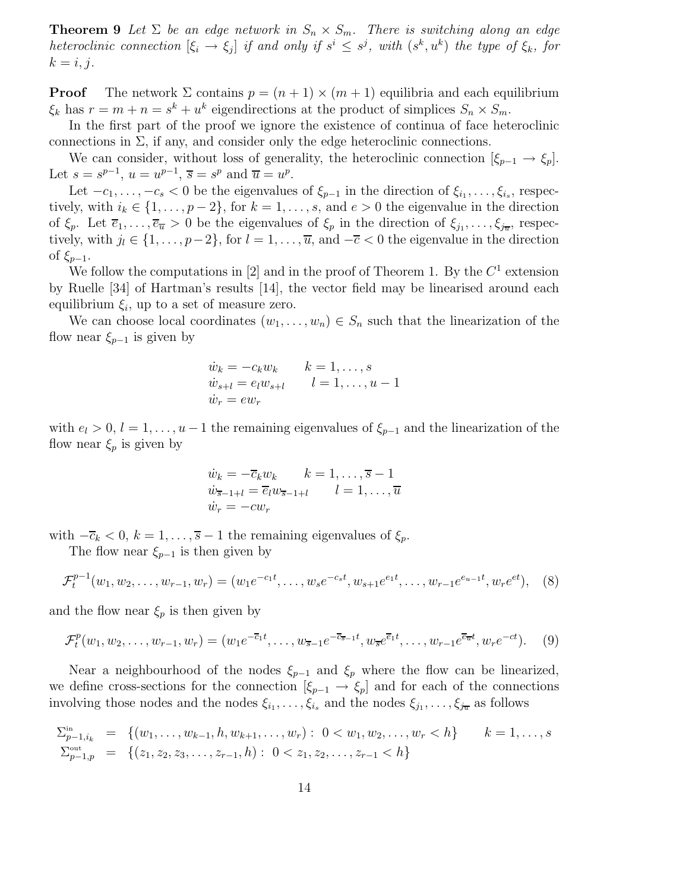**Theorem 9** *Let $\Sigma$ be an edge network in $S_n \times S_m$. There is switching along an edge heteroclinic connection $[\xi_i \to \xi_j]$ if and only if $s^i \leq s^j$, with $(s^k, u^k)$ the type of $\xi_k$, for $k = i, j$.*

**Proof** The network $\Sigma$ contains $p = (n+1) \times (m+1)$ equilibria and each equilibrium $\xi_k$ has $r = m + n = s^k + u^k$ eigendirections at the product of simplices $S_n \times S_m$.

In the first part of the proof we ignore the existence of continua of face heteroclinic connections in $\Sigma$, if any, and consider only the edge heteroclinic connections.

We can consider, without loss of generality, the heteroclinic connection $[\xi_{p-1} \to \xi_p]$. Let $s = s^{p-1}$, $u = u^{p-1}$, $\overline{s} = s^p$ and $\overline{u} = u^p$.

Let $-c_1, \ldots, -c_s < 0$ be the eigenvalues of $\xi_{p-1}$ in the direction of $\xi_{i_1}, \ldots, \xi_{i_s}$, respectively, with $i_k \in \{1, \ldots, p-2\}$, for $k = 1, \ldots, s$, and $e > 0$ the eigenvalue in the direction of $\xi_p$. Let $\overline{e}_1, \ldots, \overline{e}_{\overline{u}} > 0$ be the eigenvalues of $\xi_p$ in the direction of $\xi_{j_1}, \ldots, \xi_{j_{\overline{u}}}$, respectively, with $j_l \in \{1, \ldots, p-2\}$, for $l = 1, \ldots, \overline{u}$, and $-\overline{c} < 0$ the eigenvalue in the direction of $\xi_{p-1}$.

We follow the computations in [2] and in the proof of Theorem 1. By the $C^1$ extension by Ruelle [34] of Hartman's results [14], the vector field may be linearised around each equilibrium $\xi_i$, up to a set of measure zero.

We can choose local coordinates $(w_1, \ldots, w_n) \in S_n$ such that the linearization of the flow near $\xi_{p-1}$ is given by

$$
\begin{array}{ll}
\dot{w}_k = -c_k w_k & k = 1, \ldots, s \\
\dot{w}_{s+l} = e_l w_{s+l} & l = 1, \ldots, u-1 \\
\dot{w}_r = e w_r &
\end{array}
$$

with $e_l > 0$, $l = 1, \ldots, u-1$ the remaining eigenvalues of $\xi_{p-1}$ and the linearization of the flow near $\xi_p$ is given by

$$
\begin{array}{ll}
\dot{w}_k = -\overline{c}_k w_k & k = 1, \ldots, \overline{s}-1 \\
\dot{w}_{\overline{s}-1+l} = \overline{e}_l w_{\overline{s}-1+l} & l = 1, \ldots, \overline{u} \\
\dot{w}_r = -c w_r &
\end{array}
$$

with $-\overline{c}_k < 0$, $k = 1, \ldots, \overline{s}-1$ the remaining eigenvalues of $\xi_p$.

The flow near $\xi_{p-1}$ is then given by

$$
\mathcal{F}_t^{p-1}(w_1, w_2, \ldots, w_{r-1}, w_r) = (w_1 e^{-c_1 t}, \ldots, w_s e^{-c_s t}, w_{s+1} e^{e_1 t}, \ldots, w_{r-1} e^{e_{u-1} t}, w_r e^{et}), \quad (8)
$$

and the flow near $\xi_p$ is then given by

$$
\mathcal{F}_t^{p}(w_1, w_2, \ldots, w_{r-1}, w_r) = (w_1 e^{-\overline{c}_1 t}, \ldots, w_{\overline{s}-1} e^{-\overline{c}_{\overline{s}-1} t}, w_{\overline{s}} e^{\overline{e}_1 t}, \ldots, w_{r-1} e^{\overline{e}_{\overline{u}} t}, w_r e^{-ct}). \quad (9)
$$

Near a neighbourhood of the nodes $\xi_{p-1}$ and $\xi_p$ where the flow can be linearized, we define cross-sections for the connection $[\xi_{p-1} \to \xi_p]$ and for each of the connections involving those nodes and the nodes $\xi_{i_1}, \ldots, \xi_{i_s}$ and the nodes $\xi_{j_1}, \ldots, \xi_{j_{\overline{u}}}$ as follows

$$
\begin{array}{lcll}
\Sigma^{\text{in}}_{p-1,i_k} & = & \{(w_1, \ldots, w_{k-1}, h, w_{k+1}, \ldots, w_r) : \ 0 < w_1, w_2, \ldots, w_r < h\} & k = 1, \ldots, s \\
\Sigma^{\text{out}}_{p-1,p} & = & \{(z_1, z_2, z_3, \ldots, z_{r-1}, h) : \ 0 < z_1, z_2, \ldots, z_{r-1} < h\} &
\end{array}
$$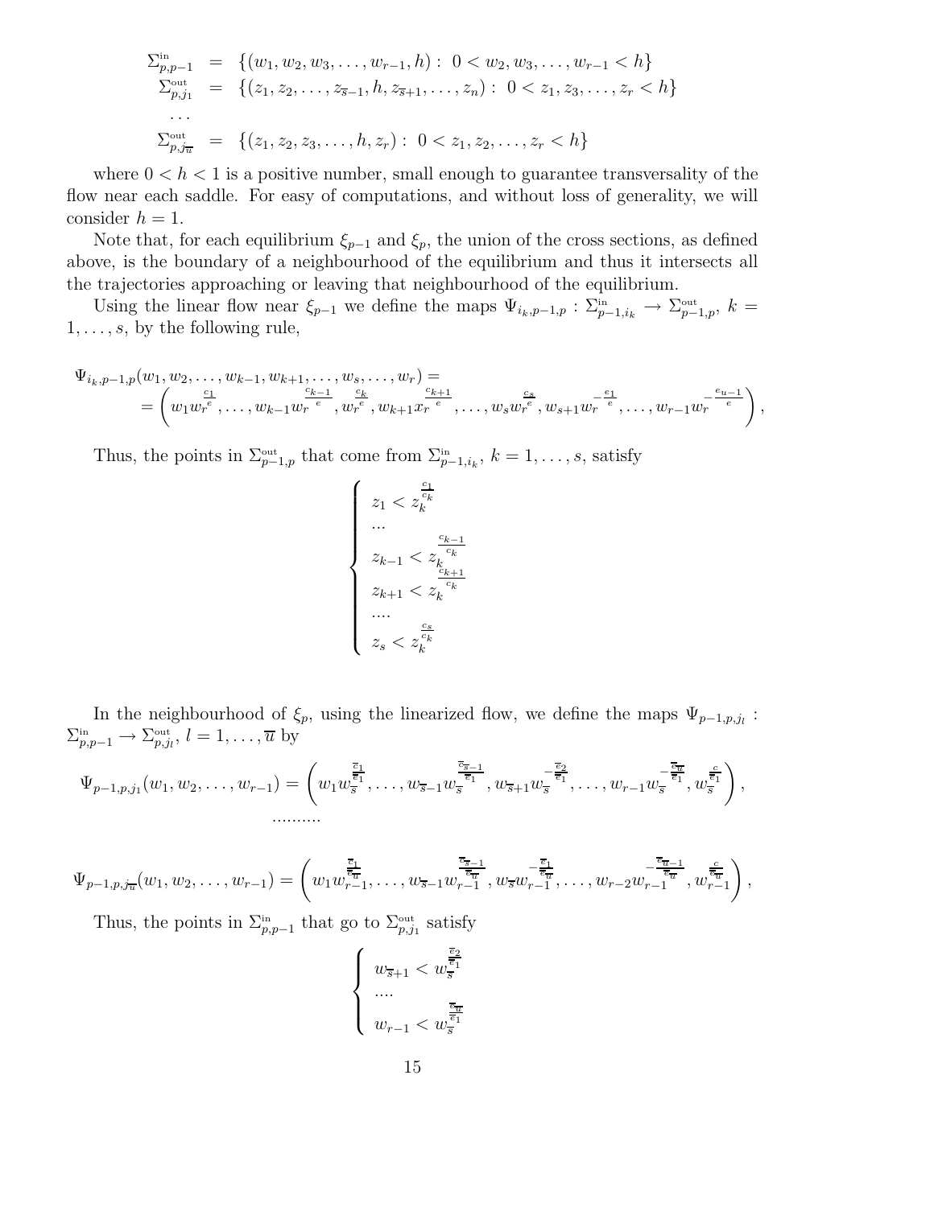$$
\begin{array}{rcl}
\Sigma^{\text{in}}_{p,p-1} & = & \{(w_1, w_2, w_3, \ldots, w_{r-1}, h): \ 0 < w_2, w_3, \ldots, w_{r-1} < h\} \\
\Sigma^{\text{out}}_{p,j_1} & = & \{(z_1, z_2, \ldots, z_{\overline{s}-1}, h, z_{\overline{s}+1}, \ldots, z_n): \ 0 < z_1, z_3, \ldots, z_r < h\} \\
\ldots & & \\
\Sigma^{\text{out}}_{p,j_{\overline{u}}} & = & \{(z_1, z_2, z_3, \ldots, h, z_r): \ 0 < z_1, z_2, \ldots, z_r < h\}
\end{array}
$$

where $0 < h < 1$ is a positive number, small enough to guarantee transversality of the flow near each saddle. For easy of computations, and without loss of generality, we will consider $h = 1$.

Note that, for each equilibrium $\xi_{p-1}$ and $\xi_p$, the union of the cross sections, as defined above, is the boundary of a neighbourhood of the equilibrium and thus it intersects all the trajectories approaching or leaving that neighbourhood of the equilibrium.

Using the linear flow near $\xi_{p-1}$ we define the maps $\Psi_{i_k,p-1,p} : \Sigma^{\text{in}}_{p-1,i_k} \to \Sigma^{\text{out}}_{p-1,p}$, $k = 1, \ldots, s$, by the following rule,

$$
\begin{array}{l}
\Psi_{i_k,p-1,p}(w_1, w_2, \ldots, w_{k-1}, w_{k+1}, \ldots, w_s, \ldots, w_r) = \\
\qquad = \left( w_1 w_r^{\frac{c_1}{e}}, \ldots, w_{k-1} w_r^{\frac{c_{k-1}}{e}}, w_r^{\frac{c_k}{e}}, w_{k+1} x_r^{\frac{c_{k+1}}{e}}, \ldots, w_s w_r^{\frac{c_s}{e}}, w_{s+1} w_r^{-\frac{e_1}{e}}, \ldots, w_{r-1} w_r^{-\frac{e_{u-1}}{e}} \right),
\end{array}
$$

Thus, the points in $\Sigma^{\text{out}}_{p-1,p}$ that come from $\Sigma^{\text{in}}_{p-1,i_k}$, $k = 1, \ldots, s$, satisfy

$$
\left\{
\begin{array}{l}
z_1 < z_k^{\frac{c_1}{c_k}} \\
\ldots \\
z_{k-1} < z_k^{\frac{c_{k-1}}{c_k}} \\
z_{k+1} < z_k^{\frac{c_{k+1}}{c_k}} \\
\ldots. \\
z_s < z_k^{\frac{c_s}{c_k}}
\end{array}
\right.
$$

In the neighbourhood of $\xi_p$, using the linearized flow, we define the maps $\Psi_{p-1,p,j_l} : \Sigma^{\text{in}}_{p,p-1} \to \Sigma^{\text{out}}_{p,j_l}$, $l = 1, \ldots, \overline{u}$ by

$$
\Psi_{p-1,p,j_1}(w_1, w_2, \ldots, w_{r-1}) = \left( w_1 w_{\overline{s}}^{\frac{\overline{c}_1}{\overline{e}_1}}, \ldots, w_{\overline{s}-1} w_{\overline{s}}^{\frac{\overline{c}_{\overline{s}-1}}{\overline{e}_1}}, w_{\overline{s}+1} w_{\overline{s}}^{-\frac{\overline{e}_2}{\overline{e}_1}}, \ldots, w_{r-1} w_{\overline{s}}^{-\frac{\overline{e}_{\overline{u}}}{\overline{e}_1}}, w_{\overline{s}}^{\frac{c}{\overline{e}_1}} \right),
$$

..........

$$
\Psi_{p-1,p,j_{\overline{u}}}(w_1, w_2, \ldots, w_{r-1}) = \left( w_1 w_{r-1}^{\frac{\overline{c}_1}{\overline{e}_{\overline{u}}}}, \ldots, w_{\overline{s}-1} w_{r-1}^{\frac{\overline{c}_{\overline{s}-1}}{\overline{e}_{\overline{u}}}}, w_{\overline{s}} w_{r-1}^{-\frac{\overline{e}_1}{\overline{e}_{\overline{u}}}}, \ldots, w_{r-2} w_{r-1}^{-\frac{\overline{e}_{\overline{u}-1}}{\overline{e}_{\overline{u}}}}, w_{r-1}^{\frac{c}{\overline{e}_{\overline{u}}}} \right),
$$

Thus, the points in $\Sigma^{\text{in}}_{p,p-1}$ that go to $\Sigma^{\text{out}}_{p,j_1}$ satisfy

$$
\left\{
\begin{array}{l}
w_{\overline{s}+1} < w_{\overline{s}}^{\frac{\overline{e}_2}{\overline{e}_1}} \\
\ldots. \\
w_{r-1} < w_{\overline{s}}^{\frac{\overline{e}_{\overline{u}}}{\overline{e}_1}}
\end{array}
\right.
$$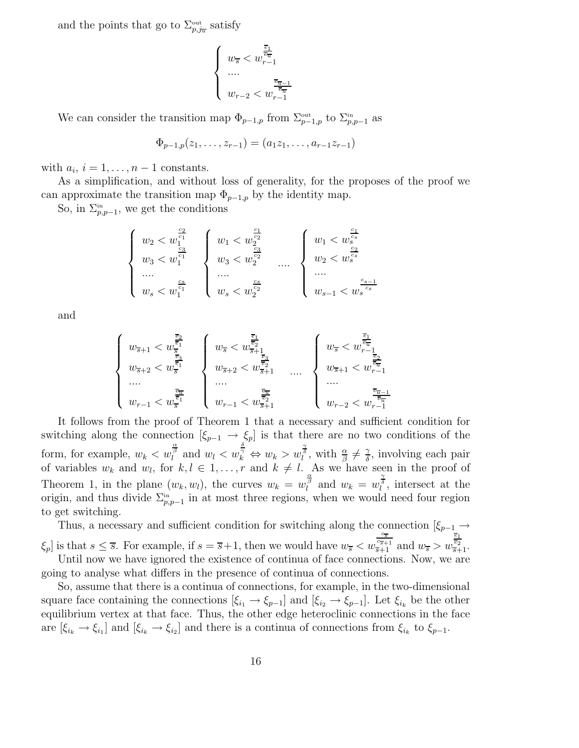and the points that go to $\Sigma^{\text{out}}_{p,j_{\overline{u}}}$ satisfy

$$\left\{\begin{array}{l} w_{\overline{s}} < w_{r-1}^{\frac{\overline{c}_1}{\overline{c}_{\overline{u}}}} \\ \dots \\ w_{r-2} < w_{r-1}^{\frac{\overline{c}_{\overline{u}-1}}{\overline{c}_{\overline{u}}}} \end{array}\right.$$

We can consider the transition map $\Phi_{p-1,p}$ from $\Sigma^{\text{out}}_{p-1,p}$ to $\Sigma^{\text{in}}_{p,p-1}$ as

$$\Phi_{p-1,p}(z_1,\dots,z_{r-1}) = (a_1 z_1,\dots,a_{r-1}z_{r-1})$$

with $a_i$, $i = 1,\dots,n-1$ constants.

As a simplification, and without loss of generality, for the proposes of the proof we can approximate the transition map $\Phi_{p-1,p}$ by the identity map.

So, in $\Sigma^{\text{in}}_{p,p-1}$, we get the conditions

$$\left\{\begin{array}{l} w_2 < w_1^{\frac{c_2}{c_1}} \\ w_3 < w_1^{\frac{c_3}{c_1}} \\ \dots \\ w_s < w_1^{\frac{c_s}{c_1}} \end{array}\right. \quad \left\{\begin{array}{l} w_1 < w_2^{\frac{c_1}{c_2}} \\ w_3 < w_2^{\frac{c_3}{c_2}} \\ \dots \\ w_s < w_2^{\frac{c_s}{c_2}} \end{array}\right. \quad \dots \quad \left\{\begin{array}{l} w_1 < w_s^{\frac{c_1}{c_s}} \\ w_2 < w_s^{\frac{c_2}{c_s}} \\ \dots \\ w_{s-1} < w_s^{\frac{c_{s-1}}{c_s}} \end{array}\right.$$

and

$$\left\{\begin{array}{l} w_{\overline{s}+1} < w_{\overline{s}}^{\frac{\overline{c}_2}{\overline{c}_1}} \\ w_{\overline{s}+2} < w_{\overline{s}}^{\frac{\overline{c}_3}{\overline{c}_1}} \\ \dots \\ w_{r-1} < w_{\overline{s}}^{\frac{\overline{c}_{\overline{u}}}{\overline{c}_1}} \end{array}\right. \quad \left\{\begin{array}{l} w_{\overline{s}} < w_{\overline{s}+1}^{\frac{\overline{c}_1}{\overline{c}_2}} \\ w_{\overline{s}+2} < w_{\overline{s}+1}^{\frac{\overline{c}_3}{\overline{c}_2}} \\ \dots \\ w_{r-1} < w_{\overline{s}+1}^{\frac{\overline{c}_{\overline{u}}}{\overline{c}_2}} \end{array}\right. \quad \dots \quad \left\{\begin{array}{l} w_{\overline{s}} < w_{r-1}^{\frac{\overline{c}_1}{\overline{c}_{\overline{u}}}} \\ w_{\overline{s}+1} < w_{r-1}^{\frac{\overline{c}_2}{\overline{c}_{\overline{u}}}} \\ \dots \\ w_{r-2} < w_{r-1}^{\frac{\overline{c}_{\overline{u}-1}}{\overline{c}_{\overline{u}}}} \end{array}\right.$$

It follows from the proof of Theorem 1 that a necessary and sufficient condition for switching along the connection $[\xi_{p-1} \to \xi_p]$ is that there are no two conditions of the form, for example, $w_k < w_l^{\frac{\alpha}{\beta}}$ and $w_l < w_k^{\frac{\delta}{\gamma}} \Leftrightarrow w_k > w_l^{\frac{\gamma}{\delta}}$, with $\frac{\alpha}{\beta} \neq \frac{\gamma}{\delta}$, involving each pair of variables $w_k$ and $w_l$, for $k,l \in 1,\dots,r$ and $k \neq l$. As we have seen in the proof of Theorem 1, in the plane $(w_k,w_l)$, the curves $w_k = w_l^{\frac{\alpha}{\beta}}$ and $w_k = w_l^{\frac{\gamma}{\delta}}$, intersect at the origin, and thus divide $\Sigma^{\text{in}}_{p,p-1}$ in at most three regions, when we would need four region to get switching.

Thus, a necessary and sufficient condition for switching along the connection $[\xi_{p-1} \to \xi_p]$ is that $s \leq \overline{s}$. For example, if $s = \overline{s}+1$, then we would have $w_{\overline{s}} < w_{\overline{s}+1}^{\frac{c_{\overline{s}}}{c_{\overline{s}+1}}}$ and $w_{\overline{s}} > w_{\overline{s}+1}^{\frac{\overline{c}_1}{\overline{c}_2}}$.

Until now we have ignored the existence of continua of face connections. Now, we are going to analyse what differs in the presence of continua of connections.

So, assume that there is a continua of connections, for example, in the two-dimensional square face containing the connections $[\xi_{i_1} \to \xi_{p-1}]$ and $[\xi_{i_2} \to \xi_{p-1}]$. Let $\xi_{i_k}$ be the other equilibrium vertex at that face. Thus, the other edge heteroclinic connections in the face are $[\xi_{i_k} \to \xi_{i_1}]$ and $[\xi_{i_k} \to \xi_{i_2}]$ and there is a continua of connections from $\xi_{i_k}$ to $\xi_{p-1}$.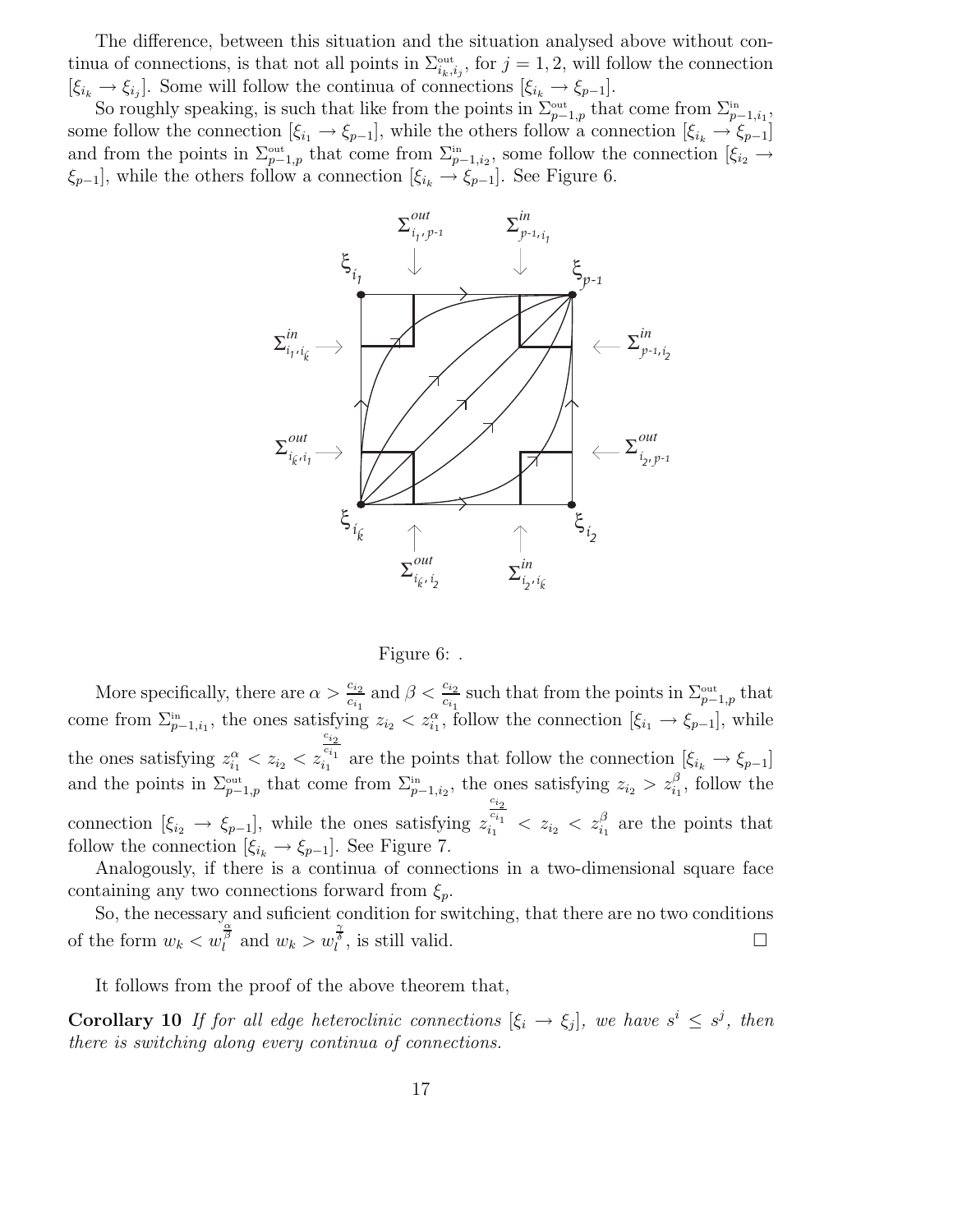The difference, between this situation and the situation analysed above without continua of connections, is that not all points in $\Sigma^{\text{out}}_{i_k,i_j}$, for $j=1,2$, will follow the connection $[\xi_{i_k} \to \xi_{i_j}]$. Some will follow the continua of connections $[\xi_{i_k} \to \xi_{p-1}]$.

So roughly speaking, is such that like from the points in $\Sigma^{\text{out}}_{p-1,p}$ that come from $\Sigma^{\text{in}}_{p-1,i_1}$, some follow the connection $[\xi_{i_1} \to \xi_{p-1}]$, while the others follow a connection $[\xi_{i_k} \to \xi_{p-1}]$ and from the points in $\Sigma^{\text{out}}_{p-1,p}$ that come from $\Sigma^{\text{in}}_{p-1,i_2}$, some follow the connection $[\xi_{i_2} \to \xi_{p-1}]$, while the others follow a connection $[\xi_{i_k} \to \xi_{p-1}]$. See Figure 6.

Figure 6: .

More specifically, there are $\alpha > \frac{c_{i_2}}{c_{i_1}}$ and $\beta < \frac{c_{i_2}}{c_{i_1}}$ such that from the points in $\Sigma^{\text{out}}_{p-1,p}$ that come from $\Sigma^{\text{in}}_{p-1,i_1}$, the ones satisfying $z_{i_2} < z_{i_1}^{\alpha}$, follow the connection $[\xi_{i_1} \to \xi_{p-1}]$, while the ones satisfying $z_{i_1}^{\alpha} < z_{i_2} < z_{i_1}^{\frac{c_{i_2}}{c_{i_1}}}$ are the points that follow the connection $[\xi_{i_k} \to \xi_{p-1}]$ and the points in $\Sigma^{\text{out}}_{p-1,p}$ that come from $\Sigma^{\text{in}}_{p-1,i_2}$, the ones satisfying $z_{i_2} > z_{i_1}^{\beta}$, follow the connection $[\xi_{i_2} \to \xi_{p-1}]$, while the ones satisfying $z_{i_1}^{\frac{c_{i_2}}{c_{i_1}}} < z_{i_2} < z_{i_1}^{\beta}$ are the points that follow the connection $[\xi_{i_k} \to \xi_{p-1}]$. See Figure 7.

Analogously, if there is a continua of connections in a two-dimensional square face containing any two connections forward from $\xi_p$.

So, the necessary and suficient condition for switching, that there are no two conditions of the form $w_k < w_l^{\frac{\alpha}{\beta}}$ and $w_k > w_l^{\frac{\gamma}{\delta}}$, is still valid. □

It follows from the proof of the above theorem that,

**Corollary 10** *If for all edge heteroclinic connections $[\xi_i \to \xi_j]$, we have $s^i \leq s^j$, then there is switching along every continua of connections.*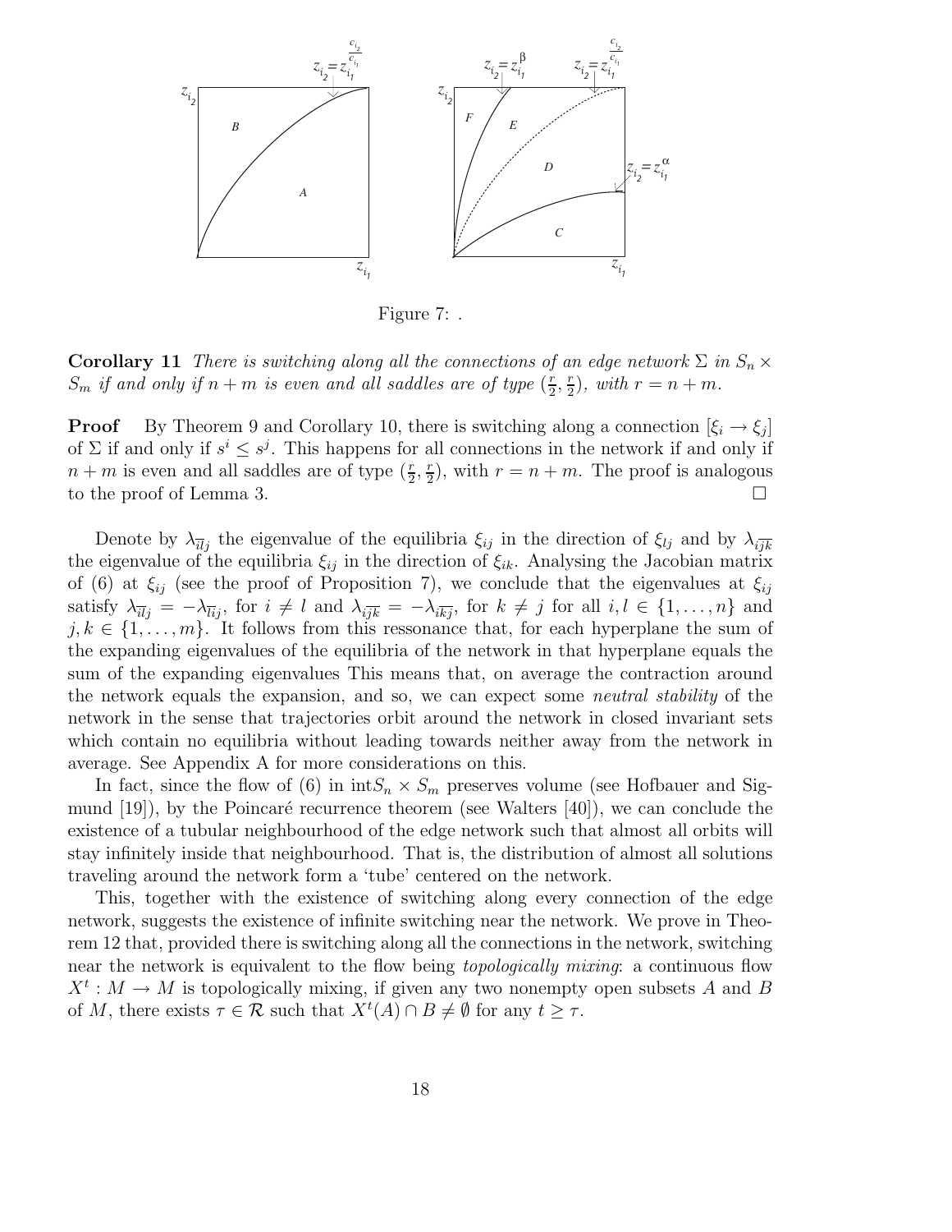Figure 7: .

**Corollary 11** *There is switching along all the connections of an edge network $\Sigma$ in $S_n \times S_m$ if and only if $n+m$ is even and all saddles are of type $(\frac{r}{2}, \frac{r}{2})$, with $r = n+m$.*

**Proof** By Theorem 9 and Corollary 10, there is switching along a connection $[\xi_i \to \xi_j]$ of $\Sigma$ if and only if $s^i \leq s^j$. This happens for all connections in the network if and only if $n+m$ is even and all saddles are of type $(\frac{r}{2}, \frac{r}{2})$, with $r = n+m$. The proof is analogous to the proof of Lemma 3. $\square$

Denote by $\lambda_{\overline{il}j}$ the eigenvalue of the equilibria $\xi_{ij}$ in the direction of $\xi_{lj}$ and by $\lambda_{i\overline{jk}}$ the eigenvalue of the equilibria $\xi_{ij}$ in the direction of $\xi_{ik}$. Analysing the Jacobian matrix of (6) at $\xi_{ij}$ (see the proof of Proposition 7), we conclude that the eigenvalues at $\xi_{ij}$ satisfy $\lambda_{\overline{il}j} = -\lambda_{\overline{li}j}$, for $i \neq l$ and $\lambda_{i\overline{jk}} = -\lambda_{i\overline{kj}}$, for $k \neq j$ for all $i, l \in \{1, \ldots, n\}$ and $j, k \in \{1, \ldots, m\}$. It follows from this ressonance that, for each hyperplane the sum of the expanding eigenvalues of the equilibria of the network in that hyperplane equals the sum of the expanding eigenvalues This means that, on average the contraction around the network equals the expansion, and so, we can expect some *neutral stability* of the network in the sense that trajectories orbit around the network in closed invariant sets which contain no equilibria without leading towards neither away from the network in average. See Appendix A for more considerations on this.

In fact, since the flow of (6) in int$S_n \times S_m$ preserves volume (see Hofbauer and Sigmund [19]), by the Poincaré recurrence theorem (see Walters [40]), we can conclude the existence of a tubular neighbourhood of the edge network such that almost all orbits will stay infinitely inside that neighbourhood. That is, the distribution of almost all solutions traveling around the network form a 'tube' centered on the network.

This, together with the existence of switching along every connection of the edge network, suggests the existence of infinite switching near the network. We prove in Theorem 12 that, provided there is switching along all the connections in the network, switching near the network is equivalent to the flow being *topologically mixing*: a continuous flow $X^t : M \to M$ is topologically mixing, if given any two nonempty open subsets $A$ and $B$ of $M$, there exists $\tau \in \mathcal{R}$ such that $X^t(A) \cap B \neq \emptyset$ for any $t \geq \tau$.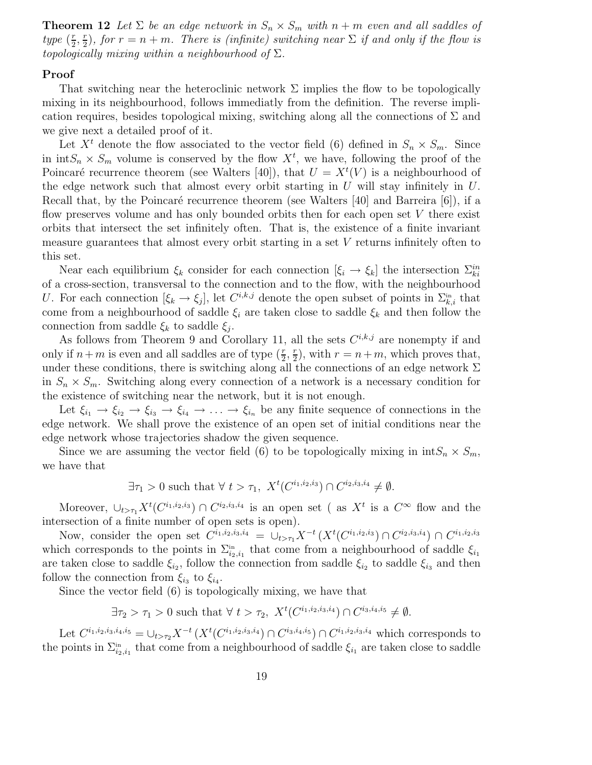**Theorem 12** *Let $\Sigma$ be an edge network in $S_n \times S_m$ with $n+m$ even and all saddles of type $(\frac{r}{2}, \frac{r}{2})$, for $r = n+m$. There is (infinite) switching near $\Sigma$ if and only if the flow is topologically mixing within a neighbourhood of $\Sigma$.*

**Proof**

That switching near the heteroclinic network $\Sigma$ implies the flow to be topologically mixing in its neighbourhood, follows immediatly from the definition. The reverse implication requires, besides topological mixing, switching along all the connections of $\Sigma$ and we give next a detailed proof of it.

Let $X^t$ denote the flow associated to the vector field (6) defined in $S_n \times S_m$. Since in int$S_n \times S_m$ volume is conserved by the flow $X^t$, we have, following the proof of the Poincaré recurrence theorem (see Walters [40]), that $U = X^t(V)$ is a neighbourhood of the edge network such that almost every orbit starting in $U$ will stay infinitely in $U$. Recall that, by the Poincaré recurrence theorem (see Walters [40] and Barreira [6]), if a flow preserves volume and has only bounded orbits then for each open set $V$ there exist orbits that intersect the set infinitely often. That is, the existence of a finite invariant measure guarantees that almost every orbit starting in a set $V$ returns infinitely often to this set.

Near each equilibrium $\xi_k$ consider for each connection $[\xi_i \to \xi_k]$ the intersection $\Sigma_{ki}^{in}$ of a cross-section, transversal to the connection and to the flow, with the neighbourhood $U$. For each connection $[\xi_k \to \xi_j]$, let $C^{i,k,j}$ denote the open subset of points in $\Sigma_{k,i}^{\text{in}}$ that come from a neighbourhood of saddle $\xi_i$ are taken close to saddle $\xi_k$ and then follow the connection from saddle $\xi_k$ to saddle $\xi_j$.

As follows from Theorem 9 and Corollary 11, all the sets $C^{i,k,j}$ are nonempty if and only if $n+m$ is even and all saddles are of type $(\frac{r}{2}, \frac{r}{2})$, with $r = n+m$, which proves that, under these conditions, there is switching along all the connections of an edge network $\Sigma$ in $S_n \times S_m$. Switching along every connection of a network is a necessary condition for the existence of switching near the network, but it is not enough.

Let $\xi_{i_1} \to \xi_{i_2} \to \xi_{i_3} \to \xi_{i_4} \to \ldots \to \xi_{i_n}$ be any finite sequence of connections in the edge network. We shall prove the existence of an open set of initial conditions near the edge network whose trajectories shadow the given sequence.

Since we are assuming the vector field (6) to be topologically mixing in int$S_n \times S_m$, we have that

$$\exists \tau_1 > 0 \text{ such that } \forall\ t > \tau_1,\ X^t(C^{i_1,i_2,i_3}) \cap C^{i_2,i_3,i_4} \neq \emptyset.$$

Moreover, $\cup_{t>\tau_1} X^t(C^{i_1,i_2,i_3}) \cap C^{i_2,i_3,i_4}$ is an open set ( as $X^t$ is a $C^\infty$ flow and the intersection of a finite number of open sets is open).

Now, consider the open set $C^{i_1,i_2,i_3,i_4} = \cup_{t>\tau_1} X^{-t}\left(X^t(C^{i_1,i_2,i_3}) \cap C^{i_2,i_3,i_4}\right) \cap C^{i_1,i_2,i_3}$ which corresponds to the points in $\Sigma_{i_2,i_1}^{\text{in}}$ that come from a neighbourhood of saddle $\xi_{i_1}$ are taken close to saddle $\xi_{i_2}$, follow the connection from saddle $\xi_{i_2}$ to saddle $\xi_{i_3}$ and then follow the connection from $\xi_{i_3}$ to $\xi_{i_4}$.

Since the vector field (6) is topologically mixing, we have that

$$\exists \tau_2 > \tau_1 > 0 \text{ such that } \forall\ t > \tau_2,\ X^t(C^{i_1,i_2,i_3,i_4}) \cap C^{i_3,i_4,i_5} \neq \emptyset.$$

Let $C^{i_1,i_2,i_3,i_4,i_5} = \cup_{t>\tau_2} X^{-t}\left(X^t(C^{i_1,i_2,i_3,i_4}) \cap C^{i_3,i_4,i_5}\right) \cap C^{i_1,i_2,i_3,i_4}$ which corresponds to the points in $\Sigma_{i_2,i_1}^{\text{in}}$ that come from a neighbourhood of saddle $\xi_{i_1}$ are taken close to saddle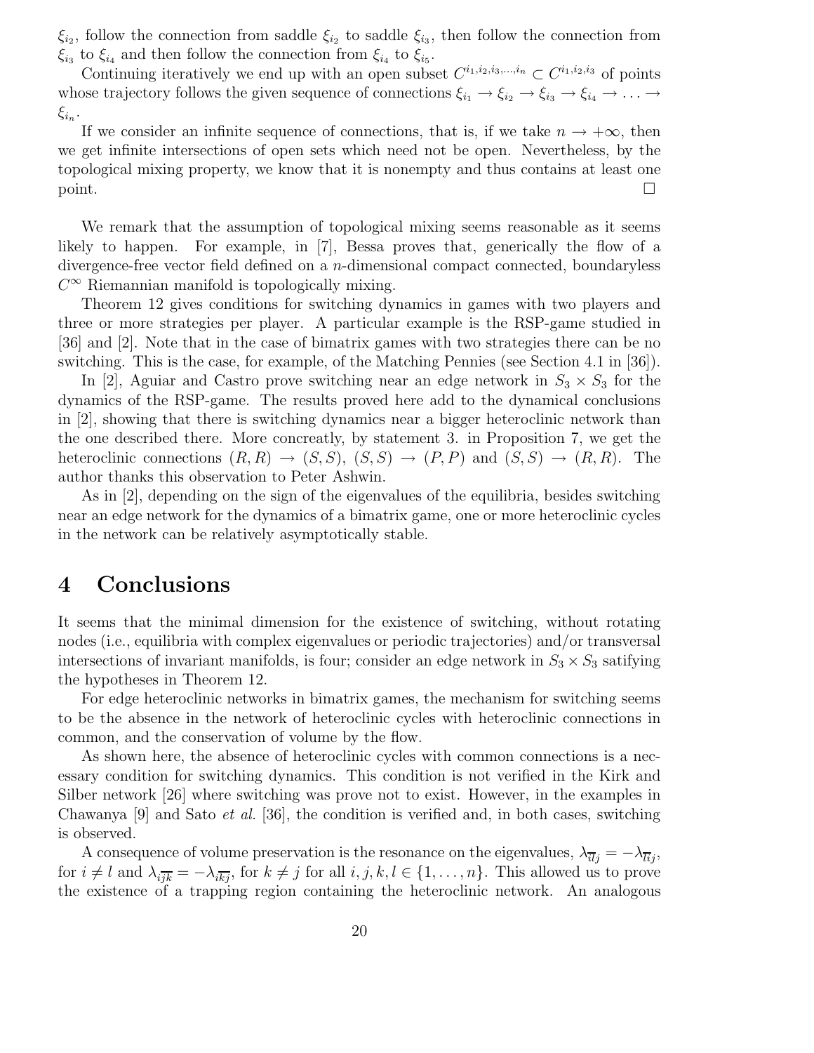$\xi_{i_2}$, follow the connection from saddle $\xi_{i_2}$ to saddle $\xi_{i_3}$, then follow the connection from $\xi_{i_3}$ to $\xi_{i_4}$ and then follow the connection from $\xi_{i_4}$ to $\xi_{i_5}$.

Continuing iteratively we end up with an open subset $C^{i_1,i_2,i_3,\ldots,i_n} \subset C^{i_1,i_2,i_3}$ of points whose trajectory follows the given sequence of connections $\xi_{i_1} \to \xi_{i_2} \to \xi_{i_3} \to \xi_{i_4} \to \ldots \to \xi_{i_n}$.

If we consider an infinite sequence of connections, that is, if we take $n \to +\infty$, then we get infinite intersections of open sets which need not be open. Nevertheless, by the topological mixing property, we know that it is nonempty and thus contains at least one point. □

We remark that the assumption of topological mixing seems reasonable as it seems likely to happen. For example, in [7], Bessa proves that, generically the flow of a divergence-free vector field defined on a $n$-dimensional compact connected, boundaryless $C^\infty$ Riemannian manifold is topologically mixing.

Theorem 12 gives conditions for switching dynamics in games with two players and three or more strategies per player. A particular example is the RSP-game studied in [36] and [2]. Note that in the case of bimatrix games with two strategies there can be no switching. This is the case, for example, of the Matching Pennies (see Section 4.1 in [36]).

In [2], Aguiar and Castro prove switching near an edge network in $S_3 \times S_3$ for the dynamics of the RSP-game. The results proved here add to the dynamical conclusions in [2], showing that there is switching dynamics near a bigger heteroclinic network than the one described there. More concreatly, by statement 3. in Proposition 7, we get the heteroclinic connections $(R,R) \to (S,S)$, $(S,S) \to (P,P)$ and $(S,S) \to (R,R)$. The author thanks this observation to Peter Ashwin.

As in [2], depending on the sign of the eigenvalues of the equilibria, besides switching near an edge network for the dynamics of a bimatrix game, one or more heteroclinic cycles in the network can be relatively asymptotically stable.

# 4 Conclusions

It seems that the minimal dimension for the existence of switching, without rotating nodes (i.e., equilibria with complex eigenvalues or periodic trajectories) and/or transversal intersections of invariant manifolds, is four; consider an edge network in $S_3 \times S_3$ satifying the hypotheses in Theorem 12.

For edge heteroclinic networks in bimatrix games, the mechanism for switching seems to be the absence in the network of heteroclinic cycles with heteroclinic connections in common, and the conservation of volume by the flow.

As shown here, the absence of heteroclinic cycles with common connections is a necessary condition for switching dynamics. This condition is not verified in the Kirk and Silber network [26] where switching was prove not to exist. However, in the examples in Chawanya [9] and Sato *et al.* [36], the condition is verified and, in both cases, switching is observed.

A consequence of volume preservation is the resonance on the eigenvalues, $\lambda_{\overline{il}j} = -\lambda_{\overline{li}j}$, for $i \neq l$ and $\lambda_{i\overline{jk}} = -\lambda_{i\overline{kj}}$, for $k \neq j$ for all $i,j,k,l \in \{1,\ldots,n\}$. This allowed us to prove the existence of a trapping region containing the heteroclinic network. An analogous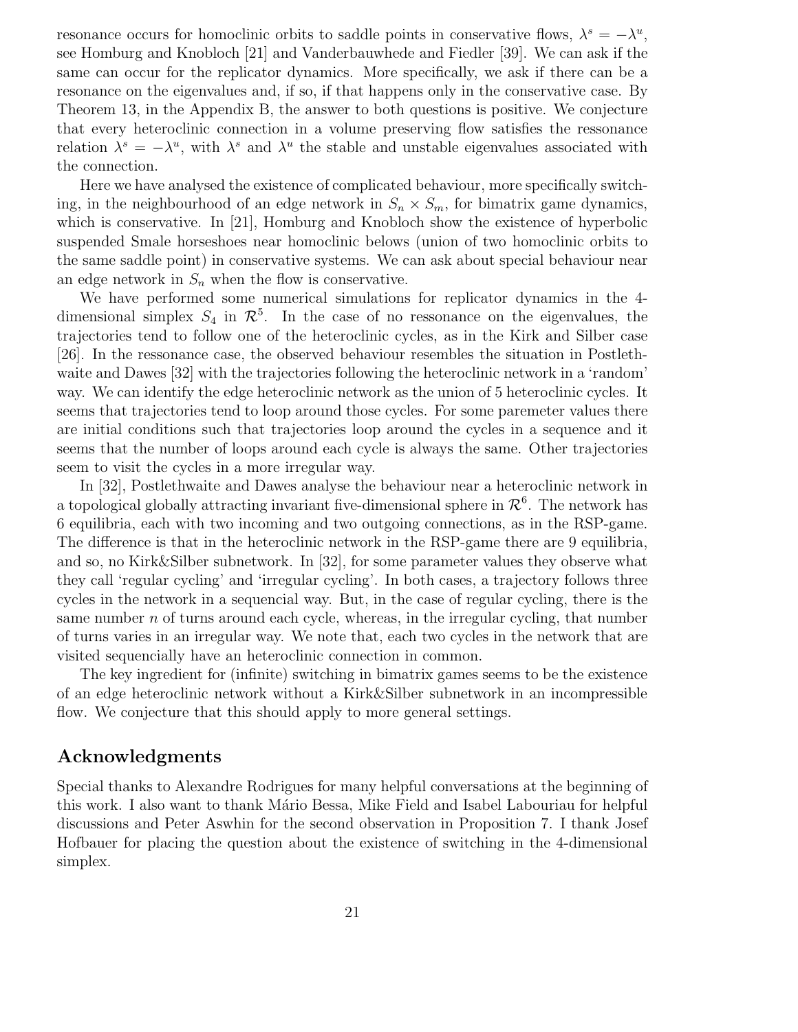resonance occurs for homoclinic orbits to saddle points in conservative flows, $\lambda^s = -\lambda^u$, see Homburg and Knobloch [21] and Vanderbauwhede and Fiedler [39]. We can ask if the same can occur for the replicator dynamics. More specifically, we ask if there can be a resonance on the eigenvalues and, if so, if that happens only in the conservative case. By Theorem 13, in the Appendix B, the answer to both questions is positive. We conjecture that every heteroclinic connection in a volume preserving flow satisfies the ressonance relation $\lambda^s = -\lambda^u$, with $\lambda^s$ and $\lambda^u$ the stable and unstable eigenvalues associated with the connection.

Here we have analysed the existence of complicated behaviour, more specifically switching, in the neighbourhood of an edge network in $S_n \times S_m$, for bimatrix game dynamics, which is conservative. In [21], Homburg and Knobloch show the existence of hyperbolic suspended Smale horseshoes near homoclinic belows (union of two homoclinic orbits to the same saddle point) in conservative systems. We can ask about special behaviour near an edge network in $S_n$ when the flow is conservative.

We have performed some numerical simulations for replicator dynamics in the 4-dimensional simplex $S_4$ in $\mathcal{R}^5$. In the case of no ressonance on the eigenvalues, the trajectories tend to follow one of the heteroclinic cycles, as in the Kirk and Silber case [26]. In the ressonance case, the observed behaviour resembles the situation in Postlethwaite and Dawes [32] with the trajectories following the heteroclinic network in a 'random' way. We can identify the edge heteroclinic network as the union of 5 heteroclinic cycles. It seems that trajectories tend to loop around those cycles. For some paremeter values there are initial conditions such that trajectories loop around the cycles in a sequence and it seems that the number of loops around each cycle is always the same. Other trajectories seem to visit the cycles in a more irregular way.

In [32], Postlethwaite and Dawes analyse the behaviour near a heteroclinic network in a topological globally attracting invariant five-dimensional sphere in $\mathcal{R}^6$. The network has 6 equilibria, each with two incoming and two outgoing connections, as in the RSP-game. The difference is that in the heteroclinic network in the RSP-game there are 9 equilibria, and so, no Kirk&Silber subnetwork. In [32], for some parameter values they observe what they call 'regular cycling' and 'irregular cycling'. In both cases, a trajectory follows three cycles in the network in a sequencial way. But, in the case of regular cycling, there is the same number $n$ of turns around each cycle, whereas, in the irregular cycling, that number of turns varies in an irregular way. We note that, each two cycles in the network that are visited sequencially have an heteroclinic connection in common.

The key ingredient for (infinite) switching in bimatrix games seems to be the existence of an edge heteroclinic network without a Kirk&Silber subnetwork in an incompressible flow. We conjecture that this should apply to more general settings.

## Acknowledgments

Special thanks to Alexandre Rodrigues for many helpful conversations at the beginning of this work. I also want to thank Mário Bessa, Mike Field and Isabel Labouriau for helpful discussions and Peter Aswhin for the second observation in Proposition 7. I thank Josef Hofbauer for placing the question about the existence of switching in the 4-dimensional simplex.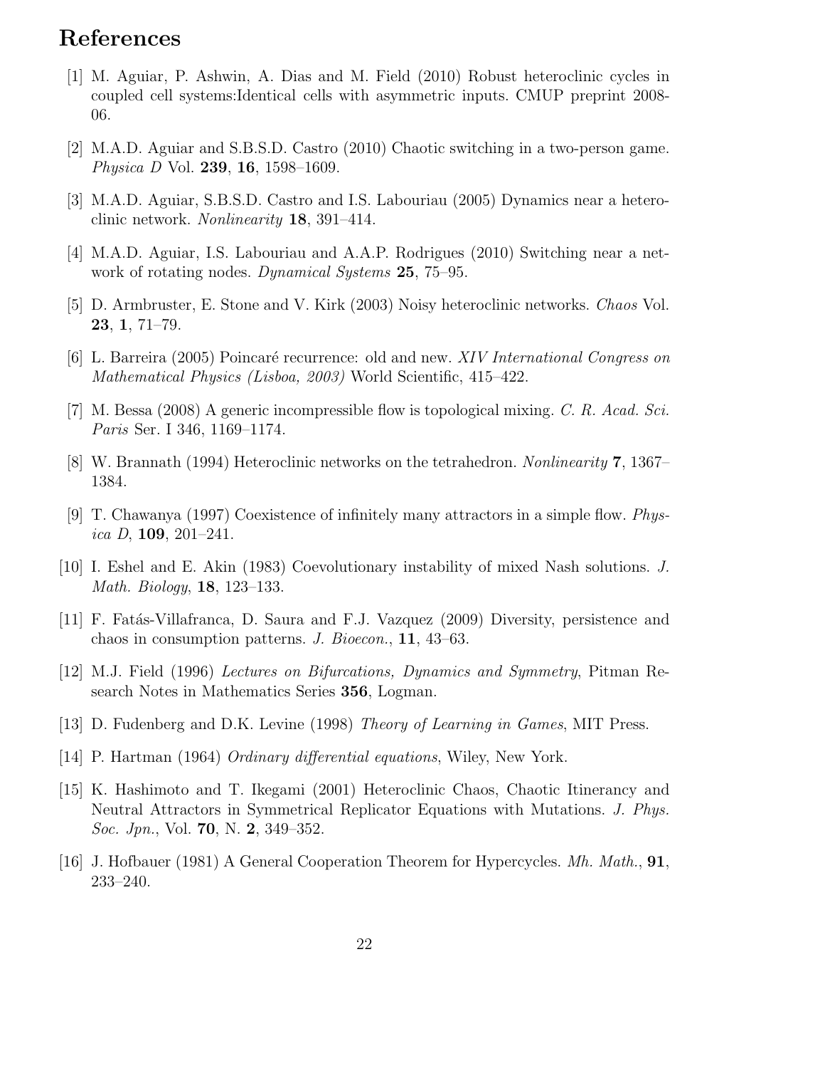# References

[1] M. Aguiar, P. Ashwin, A. Dias and M. Field (2010) Robust heteroclinic cycles in coupled cell systems:Identical cells with asymmetric inputs. CMUP preprint 2008-06.

[2] M.A.D. Aguiar and S.B.S.D. Castro (2010) Chaotic switching in a two-person game. *Physica D* Vol. **239**, **16**, 1598–1609.

[3] M.A.D. Aguiar, S.B.S.D. Castro and I.S. Labouriau (2005) Dynamics near a heteroclinic network. *Nonlinearity* **18**, 391–414.

[4] M.A.D. Aguiar, I.S. Labouriau and A.A.P. Rodrigues (2010) Switching near a network of rotating nodes. *Dynamical Systems* **25**, 75–95.

[5] D. Armbruster, E. Stone and V. Kirk (2003) Noisy heteroclinic networks. *Chaos* Vol. **23**, **1**, 71–79.

[6] L. Barreira (2005) Poincaré recurrence: old and new. *XIV International Congress on Mathematical Physics (Lisboa, 2003)* World Scientific, 415–422.

[7] M. Bessa (2008) A generic incompressible flow is topological mixing. *C. R. Acad. Sci. Paris* Ser. I 346, 1169–1174.

[8] W. Brannath (1994) Heteroclinic networks on the tetrahedron. *Nonlinearity* **7**, 1367–1384.

[9] T. Chawanya (1997) Coexistence of infinitely many attractors in a simple flow. *Physica D*, **109**, 201–241.

[10] I. Eshel and E. Akin (1983) Coevolutionary instability of mixed Nash solutions. *J. Math. Biology*, **18**, 123–133.

[11] F. Fatás-Villafranca, D. Saura and F.J. Vazquez (2009) Diversity, persistence and chaos in consumption patterns. *J. Bioecon.*, **11**, 43–63.

[12] M.J. Field (1996) *Lectures on Bifurcations, Dynamics and Symmetry*, Pitman Research Notes in Mathematics Series **356**, Logman.

[13] D. Fudenberg and D.K. Levine (1998) *Theory of Learning in Games*, MIT Press.

[14] P. Hartman (1964) *Ordinary differential equations*, Wiley, New York.

[15] K. Hashimoto and T. Ikegami (2001) Heteroclinic Chaos, Chaotic Itinerancy and Neutral Attractors in Symmetrical Replicator Equations with Mutations. *J. Phys. Soc. Jpn.*, Vol. **70**, N. **2**, 349–352.

[16] J. Hofbauer (1981) A General Cooperation Theorem for Hypercycles. *Mh. Math.*, **91**, 233–240.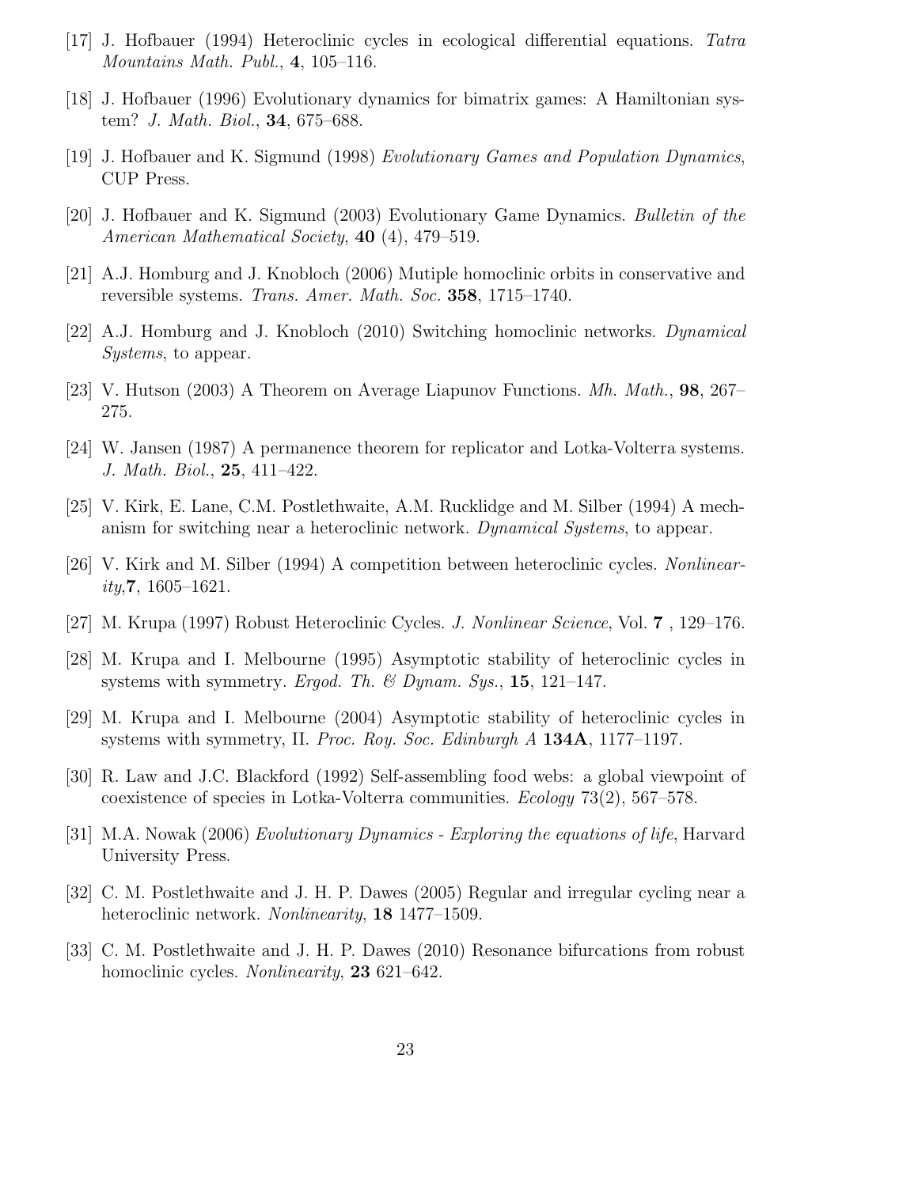[17] J. Hofbauer (1994) Heteroclinic cycles in ecological differential equations. *Tatra Mountains Math. Publ.*, **4**, 105–116.

[18] J. Hofbauer (1996) Evolutionary dynamics for bimatrix games: A Hamiltonian system? *J. Math. Biol.*, **34**, 675–688.

[19] J. Hofbauer and K. Sigmund (1998) *Evolutionary Games and Population Dynamics*, CUP Press.

[20] J. Hofbauer and K. Sigmund (2003) Evolutionary Game Dynamics. *Bulletin of the American Mathematical Society*, **40** (4), 479–519.

[21] A.J. Homburg and J. Knobloch (2006) Mutiple homoclinic orbits in conservative and reversible systems. *Trans. Amer. Math. Soc.* **358**, 1715–1740.

[22] A.J. Homburg and J. Knobloch (2010) Switching homoclinic networks. *Dynamical Systems*, to appear.

[23] V. Hutson (2003) A Theorem on Average Liapunov Functions. *Mh. Math.*, **98**, 267–275.

[24] W. Jansen (1987) A permanence theorem for replicator and Lotka-Volterra systems. *J. Math. Biol.*, **25**, 411–422.

[25] V. Kirk, E. Lane, C.M. Postlethwaite, A.M. Rucklidge and M. Silber (1994) A mechanism for switching near a heteroclinic network. *Dynamical Systems*, to appear.

[26] V. Kirk and M. Silber (1994) A competition between heteroclinic cycles. *Nonlinearity*,**7**, 1605–1621.

[27] M. Krupa (1997) Robust Heteroclinic Cycles. *J. Nonlinear Science*, Vol. **7** , 129–176.

[28] M. Krupa and I. Melbourne (1995) Asymptotic stability of heteroclinic cycles in systems with symmetry. *Ergod. Th. & Dynam. Sys.*, **15**, 121–147.

[29] M. Krupa and I. Melbourne (2004) Asymptotic stability of heteroclinic cycles in systems with symmetry, II. *Proc. Roy. Soc. Edinburgh A* **134A**, 1177–1197.

[30] R. Law and J.C. Blackford (1992) Self-assembling food webs: a global viewpoint of coexistence of species in Lotka-Volterra communities. *Ecology* 73(2), 567–578.

[31] M.A. Nowak (2006) *Evolutionary Dynamics - Exploring the equations of life*, Harvard University Press.

[32] C. M. Postlethwaite and J. H. P. Dawes (2005) Regular and irregular cycling near a heteroclinic network. *Nonlinearity*, **18** 1477–1509.

[33] C. M. Postlethwaite and J. H. P. Dawes (2010) Resonance bifurcations from robust homoclinic cycles. *Nonlinearity*, **23** 621–642.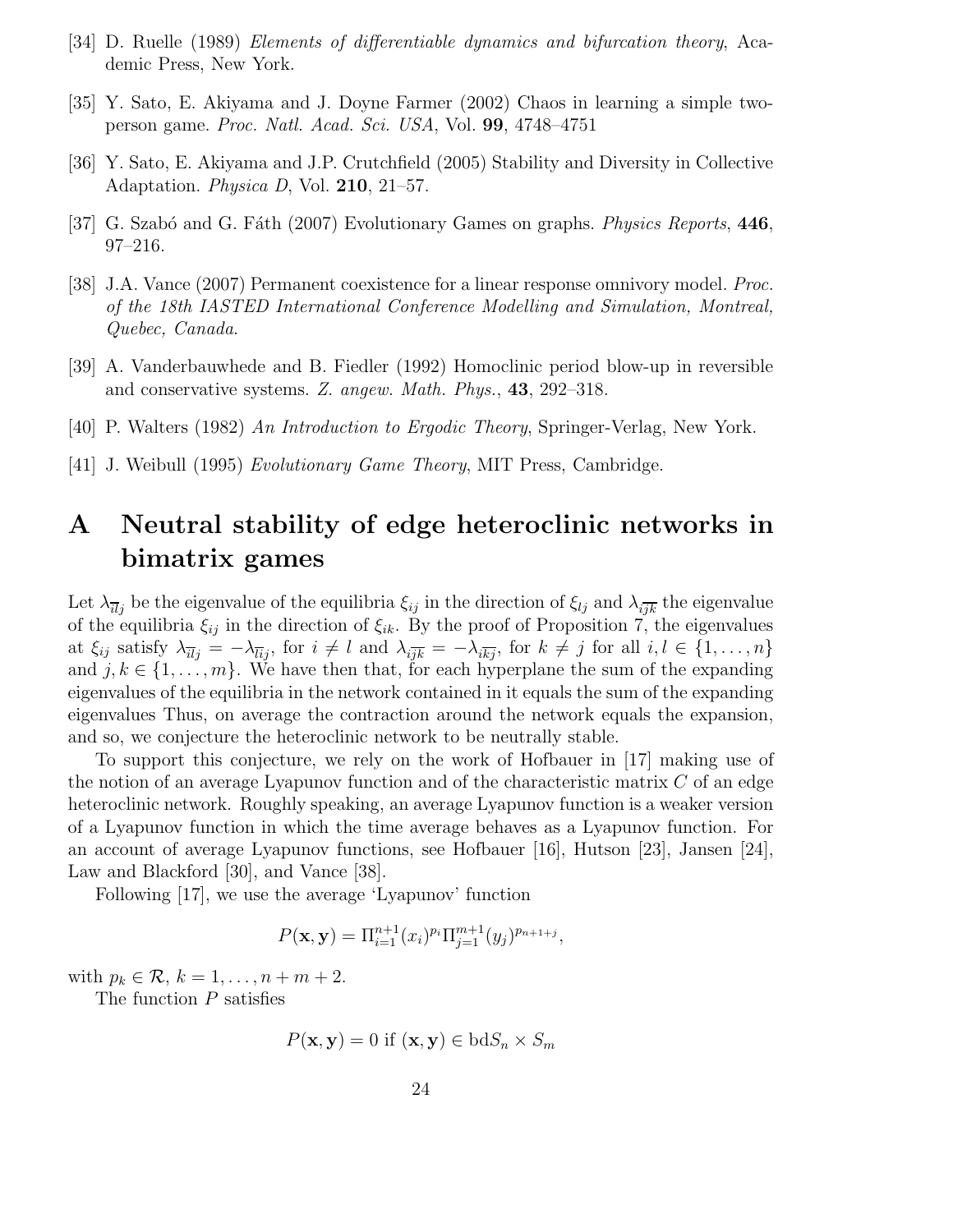[34] D. Ruelle (1989) *Elements of differentiable dynamics and bifurcation theory*, Academic Press, New York.

[35] Y. Sato, E. Akiyama and J. Doyne Farmer (2002) Chaos in learning a simple two-person game. *Proc. Natl. Acad. Sci. USA*, Vol. **99**, 4748–4751

[36] Y. Sato, E. Akiyama and J.P. Crutchfield (2005) Stability and Diversity in Collective Adaptation. *Physica D*, Vol. **210**, 21–57.

[37] G. Szabó and G. Fáth (2007) Evolutionary Games on graphs. *Physics Reports*, **446**, 97–216.

[38] J.A. Vance (2007) Permanent coexistence for a linear response omnivory model. *Proc. of the 18th IASTED International Conference Modelling and Simulation, Montreal, Quebec, Canada*.

[39] A. Vanderbauwhede and B. Fiedler (1992) Homoclinic period blow-up in reversible and conservative systems. *Z. angew. Math. Phys.*, **43**, 292–318.

[40] P. Walters (1982) *An Introduction to Ergodic Theory*, Springer-Verlag, New York.

[41] J. Weibull (1995) *Evolutionary Game Theory*, MIT Press, Cambridge.

# A Neutral stability of edge heteroclinic networks in bimatrix games

Let $\lambda_{\overline{l}j}$ be the eigenvalue of the equilibria $\xi_{ij}$ in the direction of $\xi_{lj}$ and $\lambda_{i\overline{j}\overline{k}}$ the eigenvalue of the equilibria $\xi_{ij}$ in the direction of $\xi_{ik}$. By the proof of Proposition 7, the eigenvalues at $\xi_{ij}$ satisfy $\lambda_{\overline{il}j} = -\lambda_{\overline{li}j}$, for $i \neq l$ and $\lambda_{i\overline{jk}} = -\lambda_{i\overline{kj}}$, for $k \neq j$ for all $i, l \in \{1, \ldots, n\}$ and $j, k \in \{1, \ldots, m\}$. We have then that, for each hyperplane the sum of the expanding eigenvalues of the equilibria in the network contained in it equals the sum of the expanding eigenvalues Thus, on average the contraction around the network equals the expansion, and so, we conjecture the heteroclinic network to be neutrally stable.

To support this conjecture, we rely on the work of Hofbauer in [17] making use of the notion of an average Lyapunov function and of the characteristic matrix $C$ of an edge heteroclinic network. Roughly speaking, an average Lyapunov function is a weaker version of a Lyapunov function in which the time average behaves as a Lyapunov function. For an account of average Lyapunov functions, see Hofbauer [16], Hutson [23], Jansen [24], Law and Blackford [30], and Vance [38].

Following [17], we use the average 'Lyapunov' function

$$P(\mathbf{x}, \mathbf{y}) = \Pi_{i=1}^{n+1}(x_i)^{p_i}\Pi_{j=1}^{m+1}(y_j)^{p_{n+1+j}},$$

with $p_k \in \mathcal{R}$, $k = 1, \ldots, n + m + 2$.

The function $P$ satisfies

$$P(\mathbf{x}, \mathbf{y}) = 0 \text{ if } (\mathbf{x}, \mathbf{y}) \in \text{bd}S_n \times S_m$$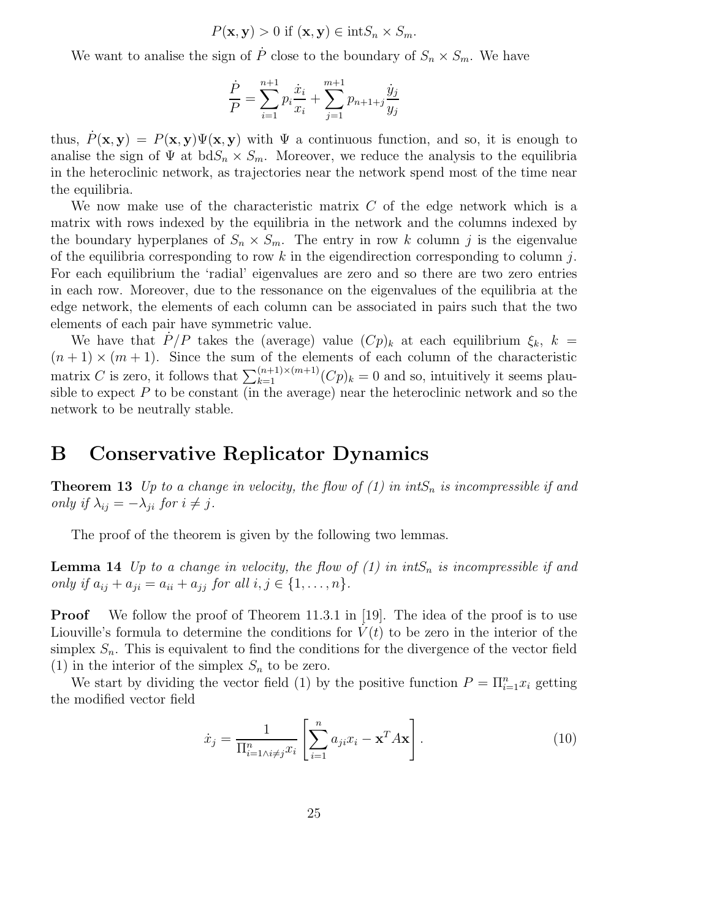$$P(\mathbf{x},\mathbf{y}) > 0 \text{ if } (\mathbf{x},\mathbf{y}) \in \text{int}S_n \times S_m.$$

We want to analise the sign of $\dot{P}$ close to the boundary of $S_n \times S_m$. We have

$$\frac{\dot{P}}{P} = \sum_{i=1}^{n+1} p_i \frac{\dot{x}_i}{x_i} + \sum_{j=1}^{m+1} p_{n+1+j} \frac{\dot{y}_j}{y_j}$$

thus, $\dot{P}(\mathbf{x},\mathbf{y}) = P(\mathbf{x},\mathbf{y})\Psi(\mathbf{x},\mathbf{y})$ with $\Psi$ a continuous function, and so, it is enough to analise the sign of $\Psi$ at $\text{bd}S_n \times S_m$. Moreover, we reduce the analysis to the equilibria in the heteroclinic network, as trajectories near the network spend most of the time near the equilibria.

We now make use of the characteristic matrix $C$ of the edge network which is a matrix with rows indexed by the equilibria in the network and the columns indexed by the boundary hyperplanes of $S_n \times S_m$. The entry in row $k$ column $j$ is the eigenvalue of the equilibria corresponding to row $k$ in the eigendirection corresponding to column $j$. For each equilibrium the 'radial' eigenvalues are zero and so there are two zero entries in each row. Moreover, due to the ressonance on the eigenvalues of the equilibria at the edge network, the elements of each column can be associated in pairs such that the two elements of each pair have symmetric value.

We have that $\dot{P}/P$ takes the (average) value $(Cp)_k$ at each equilibrium $\xi_k$, $k = (n+1) \times (m+1)$. Since the sum of the elements of each column of the characteristic matrix $C$ is zero, it follows that $\sum_{k=1}^{(n+1)\times(m+1)} (Cp)_k = 0$ and so, intuitively it seems plausible to expect $P$ to be constant (in the average) near the heteroclinic network and so the network to be neutrally stable.

# B Conservative Replicator Dynamics

**Theorem 13** *Up to a change in velocity, the flow of (1) in int$S_n$ is incompressible if and only if $\lambda_{ij} = -\lambda_{ji}$ for $i \neq j$.*

The proof of the theorem is given by the following two lemmas.

**Lemma 14** *Up to a change in velocity, the flow of (1) in int$S_n$ is incompressible if and only if $a_{ij} + a_{ji} = a_{ii} + a_{jj}$ for all $i, j \in \{1, \ldots, n\}$.*

**Proof** We follow the proof of Theorem 11.3.1 in [19]. The idea of the proof is to use Liouville's formula to determine the conditions for $\dot{V}(t)$ to be zero in the interior of the simplex $S_n$. This is equivalent to find the conditions for the divergence of the vector field (1) in the interior of the simplex $S_n$ to be zero.

We start by dividing the vector field (1) by the positive function $P = \Pi_{i=1}^n x_i$ getting the modified vector field

$$\dot{x}_j = \frac{1}{\Pi_{i=1 \wedge i \neq j}^n x_i} \left[ \sum_{i=1}^n a_{ji} x_i - \mathbf{x}^T A \mathbf{x} \right]. \tag{10}$$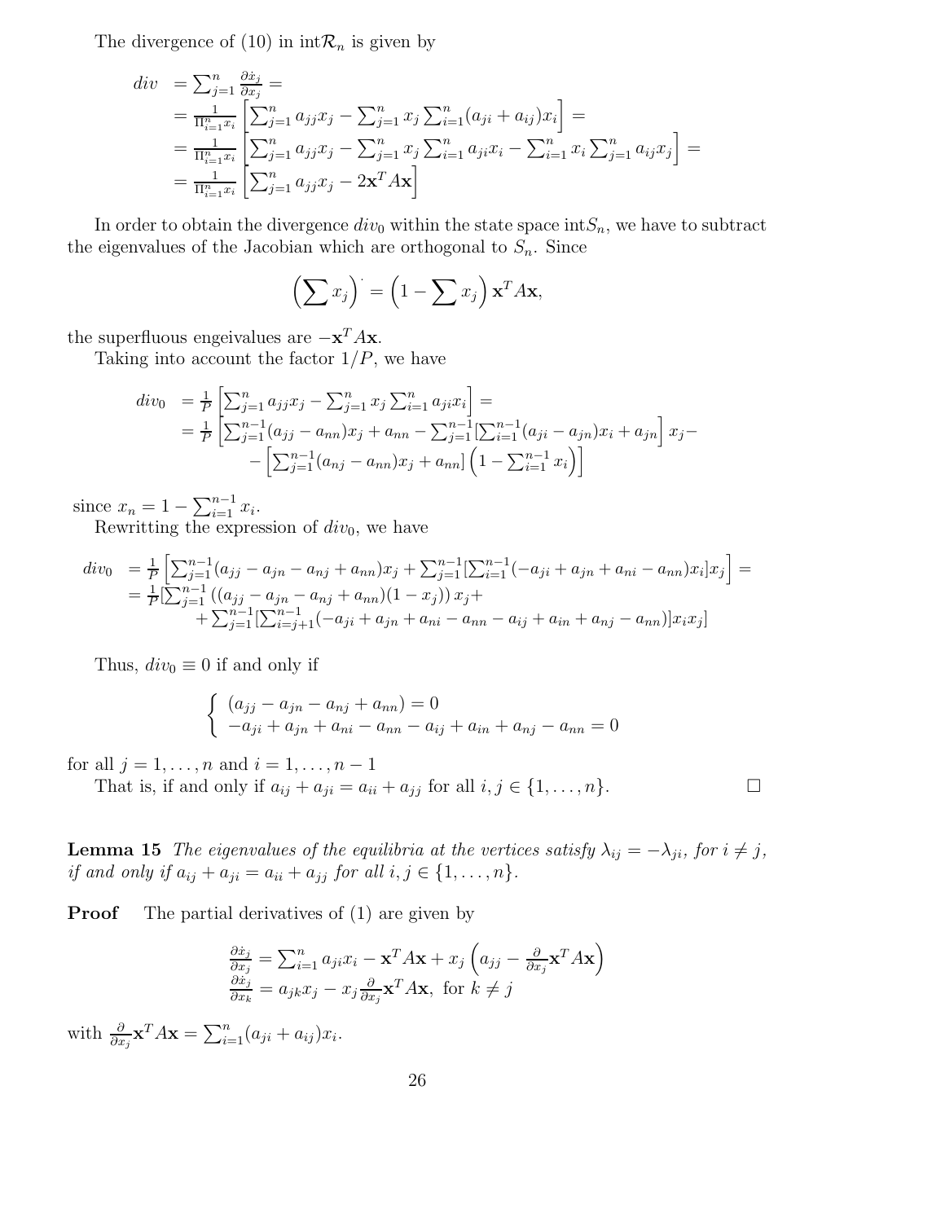The divergence of (10) in int$\mathcal{R}_n$ is given by

$$
\begin{aligned}
div &= \sum_{j=1}^n \frac{\partial \dot{x}_j}{\partial x_j} = \\
&= \frac{1}{\Pi_{i=1}^n x_i}\left[\sum_{j=1}^n a_{jj}x_j - \sum_{j=1}^n x_j \sum_{i=1}^n (a_{ji}+a_{ij})x_i\right] = \\
&= \frac{1}{\Pi_{i=1}^n x_i}\left[\sum_{j=1}^n a_{jj}x_j - \sum_{j=1}^n x_j \sum_{i=1}^n a_{ji}x_i - \sum_{i=1}^n x_i \sum_{j=1}^n a_{ij}x_j\right] = \\
&= \frac{1}{\Pi_{i=1}^n x_i}\left[\sum_{j=1}^n a_{jj}x_j - 2\mathbf{x}^T A\mathbf{x}\right]
\end{aligned}
$$

In order to obtain the divergence $div_0$ within the state space int$S_n$, we have to subtract the eigenvalues of the Jacobian which are orthogonal to $S_n$. Since

$$
\left(\sum x_j\right)^{\cdot} = \left(1 - \sum x_j\right)\mathbf{x}^T A\mathbf{x},
$$

the superfluous engeivalues are $-\mathbf{x}^T A\mathbf{x}$.

Taking into account the factor $1/P$, we have

$$
\begin{aligned}
div_0 &= \frac{1}{P}\left[\sum_{j=1}^n a_{jj}x_j - \sum_{j=1}^n x_j \sum_{i=1}^n a_{ji}x_i\right] = \\
&= \frac{1}{P}\Big[\sum_{j=1}^{n-1}(a_{jj}-a_{nn})x_j + a_{nn} - \sum_{j=1}^{n-1}\left[\sum_{i=1}^{n-1}(a_{ji}-a_{jn})x_i + a_{jn}\right]x_j - \\
&\qquad - \left[\sum_{j=1}^{n-1}(a_{nj}-a_{nn})x_j + a_{nn}\right]\left(1-\sum_{i=1}^{n-1}x_i\right)\Big]
\end{aligned}
$$

since $x_n = 1 - \sum_{i=1}^{n-1} x_i$.

Rewritting the expression of $div_0$, we have

$$
\begin{aligned}
div_0 &= \frac{1}{P}\left[\sum_{j=1}^{n-1}(a_{jj}-a_{jn}-a_{nj}+a_{nn})x_j + \sum_{j=1}^{n-1}\left[\sum_{i=1}^{n-1}(-a_{ji}+a_{jn}+a_{ni}-a_{nn})x_i\right]x_j\right] = \\
&= \frac{1}{P}\Big[\sum_{j=1}^{n-1}\left((a_{jj}-a_{jn}-a_{nj}+a_{nn})(1-x_j)\right)x_j + \\
&\qquad + \sum_{j=1}^{n-1}\left[\sum_{i=j+1}^{n-1}(-a_{ji}+a_{jn}+a_{ni}-a_{nn}-a_{ij}+a_{in}+a_{nj}-a_{nn})\right]x_i x_j\Big]
\end{aligned}
$$

Thus, $div_0 \equiv 0$ if and only if

$$
\begin{cases}
(a_{jj}-a_{jn}-a_{nj}+a_{nn}) = 0 \\
-a_{ji}+a_{jn}+a_{ni}-a_{nn}-a_{ij}+a_{in}+a_{nj}-a_{nn} = 0
\end{cases}
$$

for all $j = 1, \ldots, n$ and $i = 1, \ldots, n-1$

That is, if and only if $a_{ij} + a_{ji} = a_{ii} + a_{jj}$ for all $i, j \in \{1, \ldots, n\}$. □

**Lemma 15** *The eigenvalues of the equilibria at the vertices satisfy $\lambda_{ij} = -\lambda_{ji}$, for $i \neq j$, if and only if $a_{ij} + a_{ji} = a_{ii} + a_{jj}$ for all $i, j \in \{1, \ldots, n\}$.*

**Proof** The partial derivatives of (1) are given by

$$
\begin{aligned}
\frac{\partial \dot{x}_j}{\partial x_j} &= \sum_{i=1}^n a_{ji}x_i - \mathbf{x}^T A\mathbf{x} + x_j\left(a_{jj} - \frac{\partial}{\partial x_j}\mathbf{x}^T A\mathbf{x}\right) \\
\frac{\partial \dot{x}_j}{\partial x_k} &= a_{jk}x_j - x_j\frac{\partial}{\partial x_j}\mathbf{x}^T A\mathbf{x}, \text{ for } k \neq j
\end{aligned}
$$

with $\frac{\partial}{\partial x_j}\mathbf{x}^T A\mathbf{x} = \sum_{i=1}^n (a_{ji} + a_{ij})x_i$.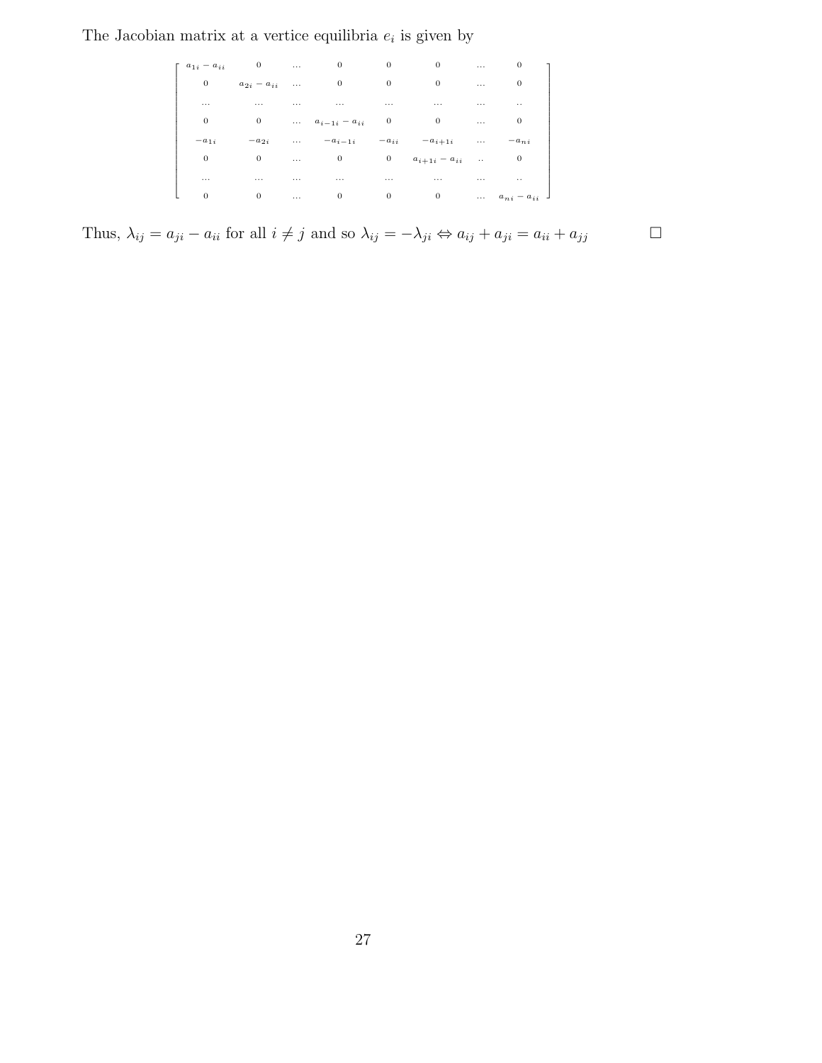The Jacobian matrix at a vertice equilibria $e_i$ is given by

$$
\begin{bmatrix}
a_{1i}-a_{ii} & 0 & \dots & 0 & 0 & 0 & \dots & 0 \\
0 & a_{2i}-a_{ii} & \dots & 0 & 0 & 0 & \dots & 0 \\
\dots & \dots & \dots & \dots & \dots & \dots & \dots & .. \\
0 & 0 & \dots & a_{i-1i}-a_{ii} & 0 & 0 & \dots & 0 \\
-a_{1i} & -a_{2i} & \dots & -a_{i-1i} & -a_{ii} & -a_{i+1i} & \dots & -a_{ni} \\
0 & 0 & \dots & 0 & 0 & a_{i+1i}-a_{ii} & .. & 0 \\
\dots & \dots & \dots & \dots & \dots & \dots & \dots & .. \\
0 & 0 & \dots & 0 & 0 & 0 & \dots & a_{ni}-a_{ii}
\end{bmatrix}
$$

Thus, $\lambda_{ij} = a_{ji} - a_{ii}$ for all $i \neq j$ and so $\lambda_{ij} = -\lambda_{ji} \Leftrightarrow a_{ij} + a_{ji} = a_{ii} + a_{jj}$ $\square$